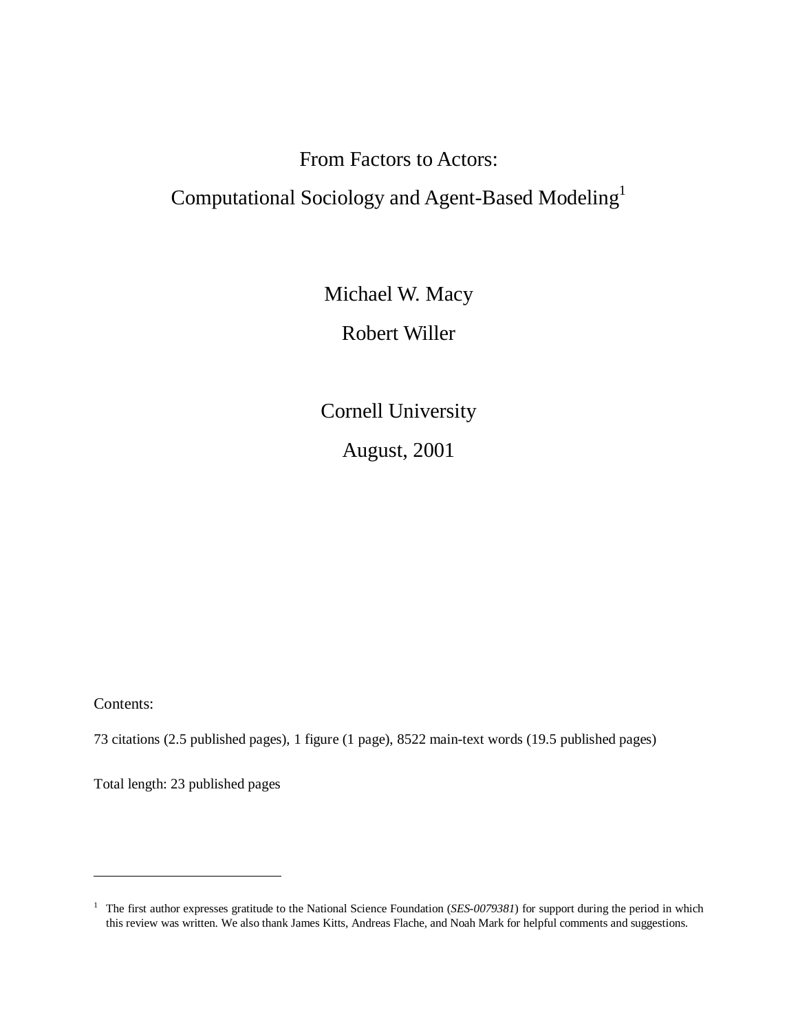# From Factors to Actors:
# Computational Sociology and Agent-Based Modeling[1]

Michael W. Macy

Robert Willer

Cornell University

August, 2001

Contents:

73 citations (2.5 published pages), 1 figure (1 page), 8522 main-text words (19.5 published pages)

Total length: 23 published pages

---

[1] The first author expresses gratitude to the National Science Foundation (*SES-0079381*) for support during the period in which this review was written. We also thank James Kitts, Andreas Flache, and Noah Mark for helpful comments and suggestions.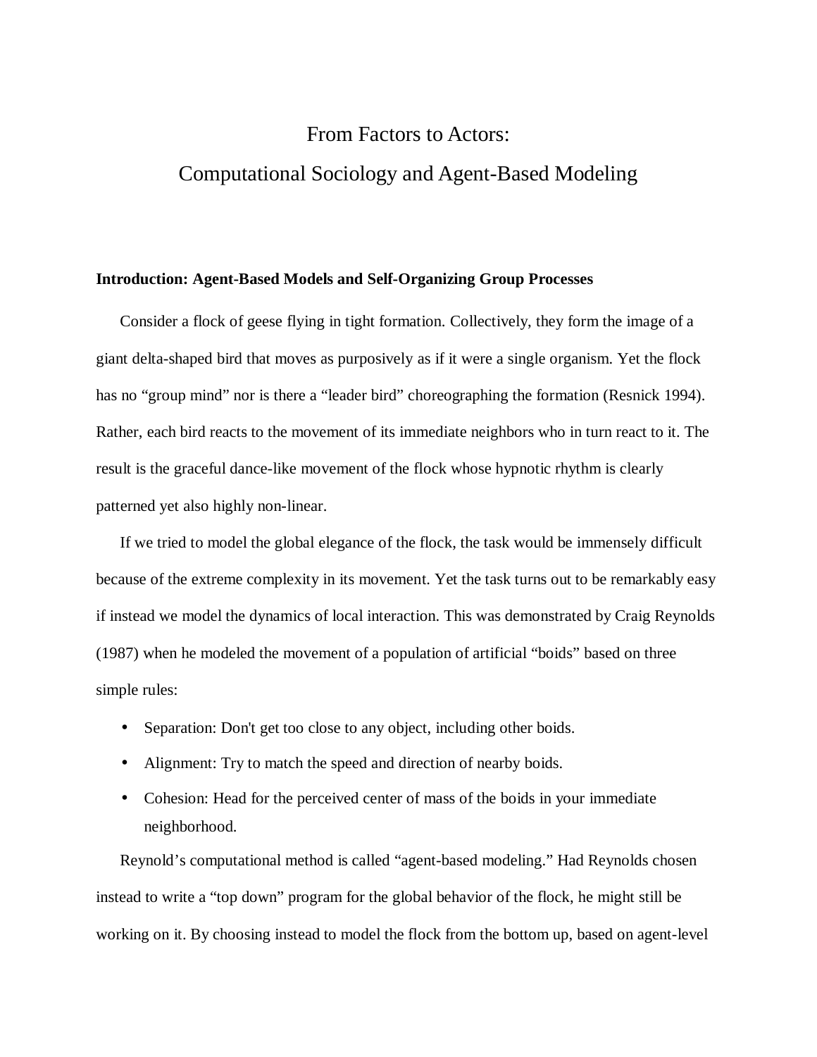# From Factors to Actors:
# Computational Sociology and Agent-Based Modeling

## Introduction: Agent-Based Models and Self-Organizing Group Processes

Consider a flock of geese flying in tight formation. Collectively, they form the image of a giant delta-shaped bird that moves as purposively as if it were a single organism. Yet the flock has no "group mind" nor is there a "leader bird" choreographing the formation (Resnick 1994). Rather, each bird reacts to the movement of its immediate neighbors who in turn react to it. The result is the graceful dance-like movement of the flock whose hypnotic rhythm is clearly patterned yet also highly non-linear.

If we tried to model the global elegance of the flock, the task would be immensely difficult because of the extreme complexity in its movement. Yet the task turns out to be remarkably easy if instead we model the dynamics of local interaction. This was demonstrated by Craig Reynolds (1987) when he modeled the movement of a population of artificial "boids" based on three simple rules:

- Separation: Don't get too close to any object, including other boids.
- Alignment: Try to match the speed and direction of nearby boids.
- Cohesion: Head for the perceived center of mass of the boids in your immediate neighborhood.

Reynold's computational method is called "agent-based modeling." Had Reynolds chosen instead to write a "top down" program for the global behavior of the flock, he might still be working on it. By choosing instead to model the flock from the bottom up, based on agent-level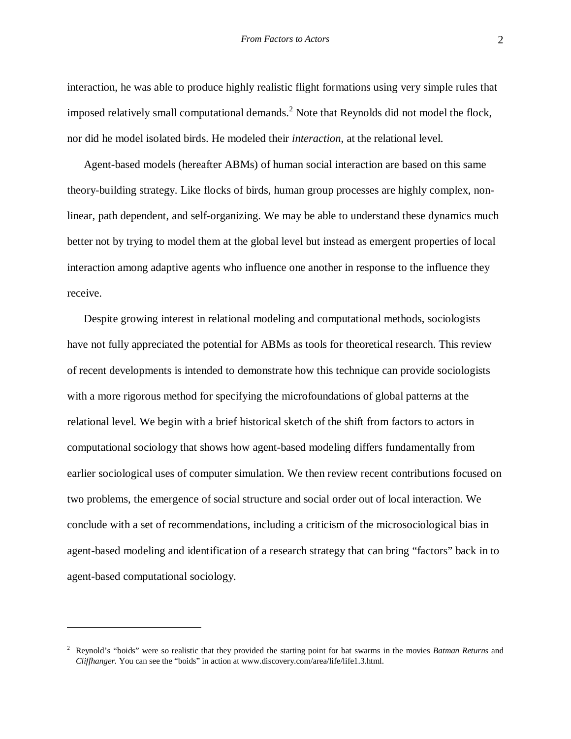interaction, he was able to produce highly realistic flight formations using very simple rules that imposed relatively small computational demands.[2] Note that Reynolds did not model the flock, nor did he model isolated birds. He modeled their *interaction*, at the relational level.

Agent-based models (hereafter ABMs) of human social interaction are based on this same theory-building strategy. Like flocks of birds, human group processes are highly complex, non-linear, path dependent, and self-organizing. We may be able to understand these dynamics much better not by trying to model them at the global level but instead as emergent properties of local interaction among adaptive agents who influence one another in response to the influence they receive.

Despite growing interest in relational modeling and computational methods, sociologists have not fully appreciated the potential for ABMs as tools for theoretical research. This review of recent developments is intended to demonstrate how this technique can provide sociologists with a more rigorous method for specifying the microfoundations of global patterns at the relational level. We begin with a brief historical sketch of the shift from factors to actors in computational sociology that shows how agent-based modeling differs fundamentally from earlier sociological uses of computer simulation. We then review recent contributions focused on two problems, the emergence of social structure and social order out of local interaction. We conclude with a set of recommendations, including a criticism of the microsociological bias in agent-based modeling and identification of a research strategy that can bring "factors" back in to agent-based computational sociology.

---

[2] Reynold's "boids" were so realistic that they provided the starting point for bat swarms in the movies *Batman Returns* and *Cliffhanger.* You can see the "boids" in action at www.discovery.com/area/life/life1.3.html.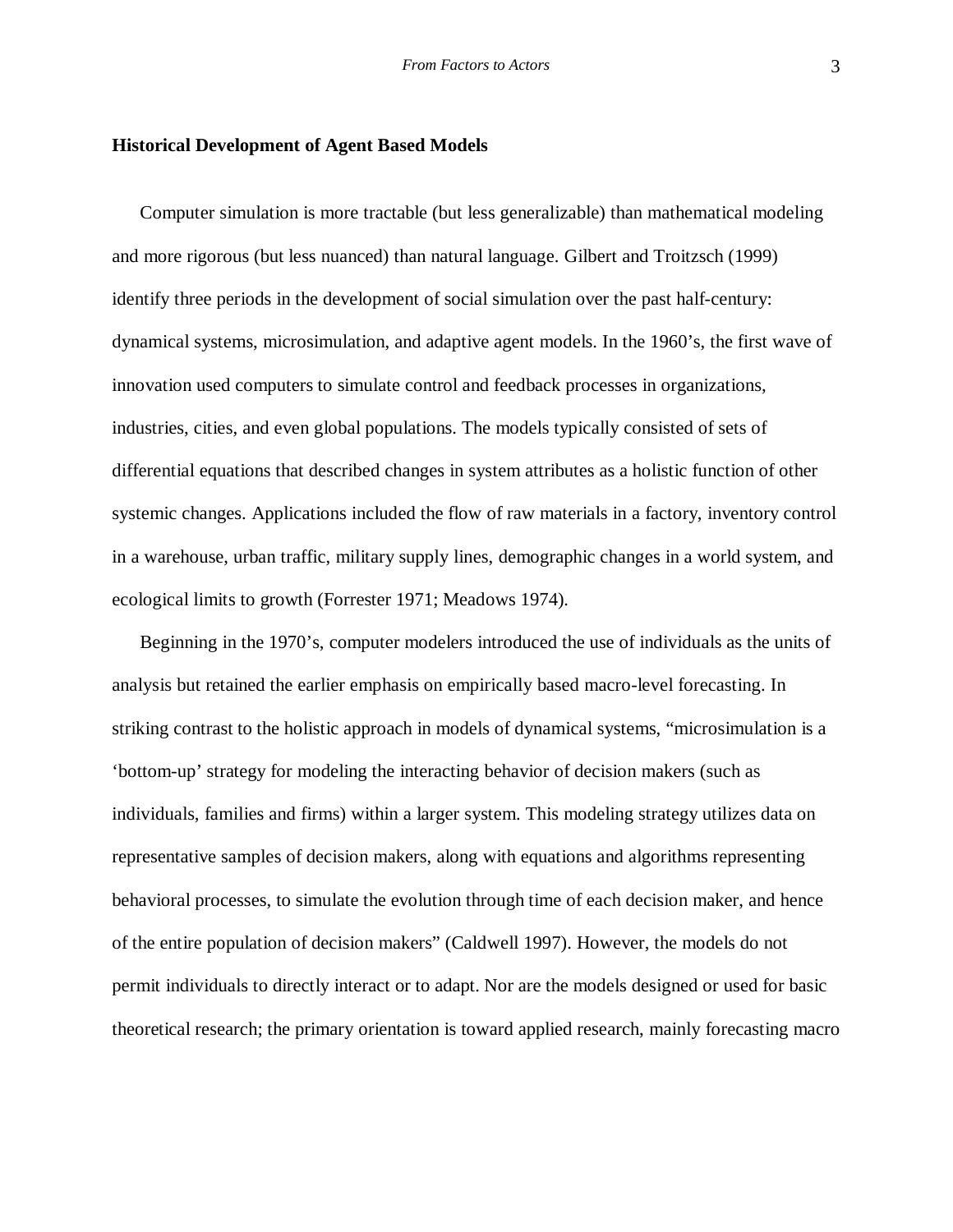## Historical Development of Agent Based Models

Computer simulation is more tractable (but less generalizable) than mathematical modeling and more rigorous (but less nuanced) than natural language. Gilbert and Troitzsch (1999) identify three periods in the development of social simulation over the past half-century: dynamical systems, microsimulation, and adaptive agent models. In the 1960's, the first wave of innovation used computers to simulate control and feedback processes in organizations, industries, cities, and even global populations. The models typically consisted of sets of differential equations that described changes in system attributes as a holistic function of other systemic changes. Applications included the flow of raw materials in a factory, inventory control in a warehouse, urban traffic, military supply lines, demographic changes in a world system, and ecological limits to growth (Forrester 1971; Meadows 1974).

Beginning in the 1970's, computer modelers introduced the use of individuals as the units of analysis but retained the earlier emphasis on empirically based macro-level forecasting. In striking contrast to the holistic approach in models of dynamical systems, "microsimulation is a 'bottom-up' strategy for modeling the interacting behavior of decision makers (such as individuals, families and firms) within a larger system. This modeling strategy utilizes data on representative samples of decision makers, along with equations and algorithms representing behavioral processes, to simulate the evolution through time of each decision maker, and hence of the entire population of decision makers" (Caldwell 1997). However, the models do not permit individuals to directly interact or to adapt. Nor are the models designed or used for basic theoretical research; the primary orientation is toward applied research, mainly forecasting macro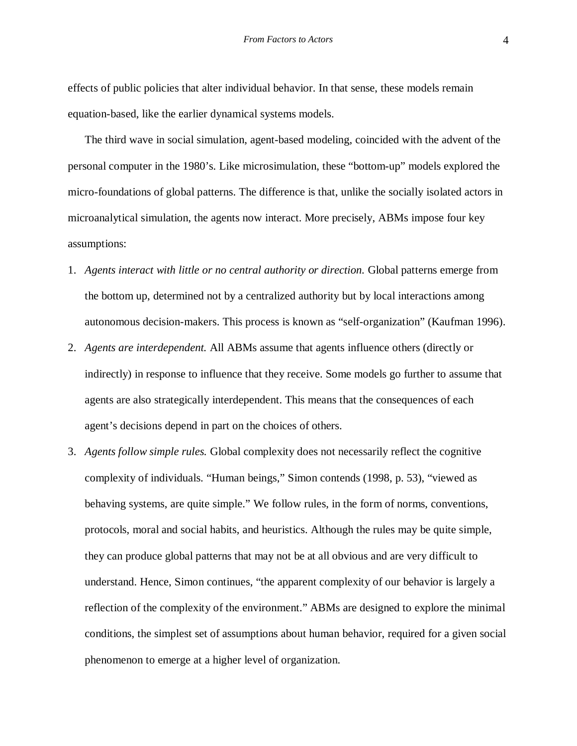effects of public policies that alter individual behavior. In that sense, these models remain equation-based, like the earlier dynamical systems models.

The third wave in social simulation, agent-based modeling, coincided with the advent of the personal computer in the 1980's. Like microsimulation, these "bottom-up" models explored the micro-foundations of global patterns. The difference is that, unlike the socially isolated actors in microanalytical simulation, the agents now interact. More precisely, ABMs impose four key assumptions:

1. *Agents interact with little or no central authority or direction.* Global patterns emerge from the bottom up, determined not by a centralized authority but by local interactions among autonomous decision-makers. This process is known as "self-organization" (Kaufman 1996).
2. *Agents are interdependent.* All ABMs assume that agents influence others (directly or indirectly) in response to influence that they receive. Some models go further to assume that agents are also strategically interdependent. This means that the consequences of each agent's decisions depend in part on the choices of others.
3. *Agents follow simple rules.* Global complexity does not necessarily reflect the cognitive complexity of individuals. "Human beings," Simon contends (1998, p. 53), "viewed as behaving systems, are quite simple." We follow rules, in the form of norms, conventions, protocols, moral and social habits, and heuristics. Although the rules may be quite simple, they can produce global patterns that may not be at all obvious and are very difficult to understand. Hence, Simon continues, "the apparent complexity of our behavior is largely a reflection of the complexity of the environment." ABMs are designed to explore the minimal conditions, the simplest set of assumptions about human behavior, required for a given social phenomenon to emerge at a higher level of organization.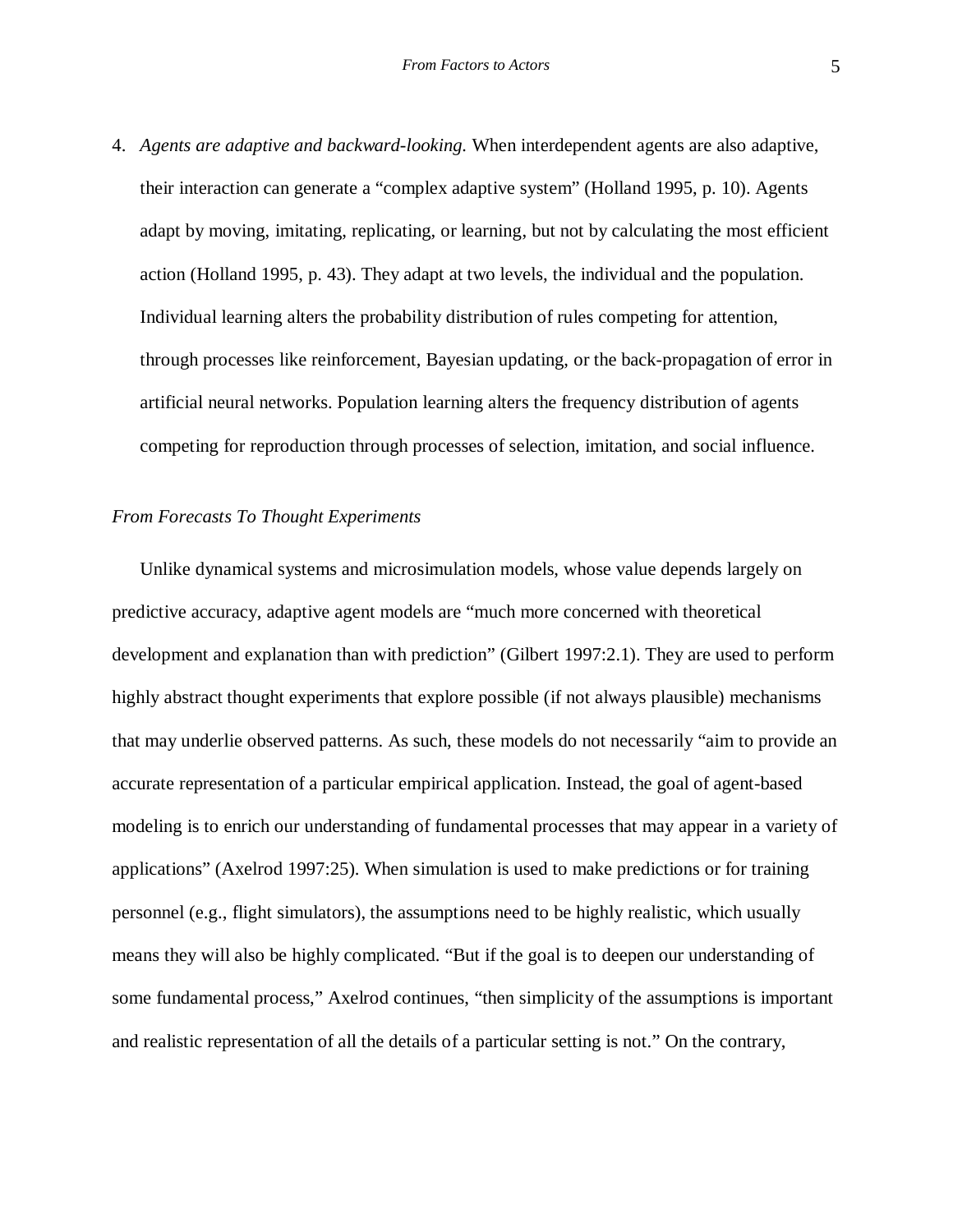4. *Agents are adaptive and backward-looking.* When interdependent agents are also adaptive, their interaction can generate a "complex adaptive system" (Holland 1995, p. 10). Agents adapt by moving, imitating, replicating, or learning, but not by calculating the most efficient action (Holland 1995, p. 43). They adapt at two levels, the individual and the population. Individual learning alters the probability distribution of rules competing for attention, through processes like reinforcement, Bayesian updating, or the back-propagation of error in artificial neural networks. Population learning alters the frequency distribution of agents competing for reproduction through processes of selection, imitation, and social influence.

*From Forecasts To Thought Experiments*

Unlike dynamical systems and microsimulation models, whose value depends largely on predictive accuracy, adaptive agent models are "much more concerned with theoretical development and explanation than with prediction" (Gilbert 1997:2.1). They are used to perform highly abstract thought experiments that explore possible (if not always plausible) mechanisms that may underlie observed patterns. As such, these models do not necessarily "aim to provide an accurate representation of a particular empirical application. Instead, the goal of agent-based modeling is to enrich our understanding of fundamental processes that may appear in a variety of applications" (Axelrod 1997:25). When simulation is used to make predictions or for training personnel (e.g., flight simulators), the assumptions need to be highly realistic, which usually means they will also be highly complicated. "But if the goal is to deepen our understanding of some fundamental process," Axelrod continues, "then simplicity of the assumptions is important and realistic representation of all the details of a particular setting is not." On the contrary,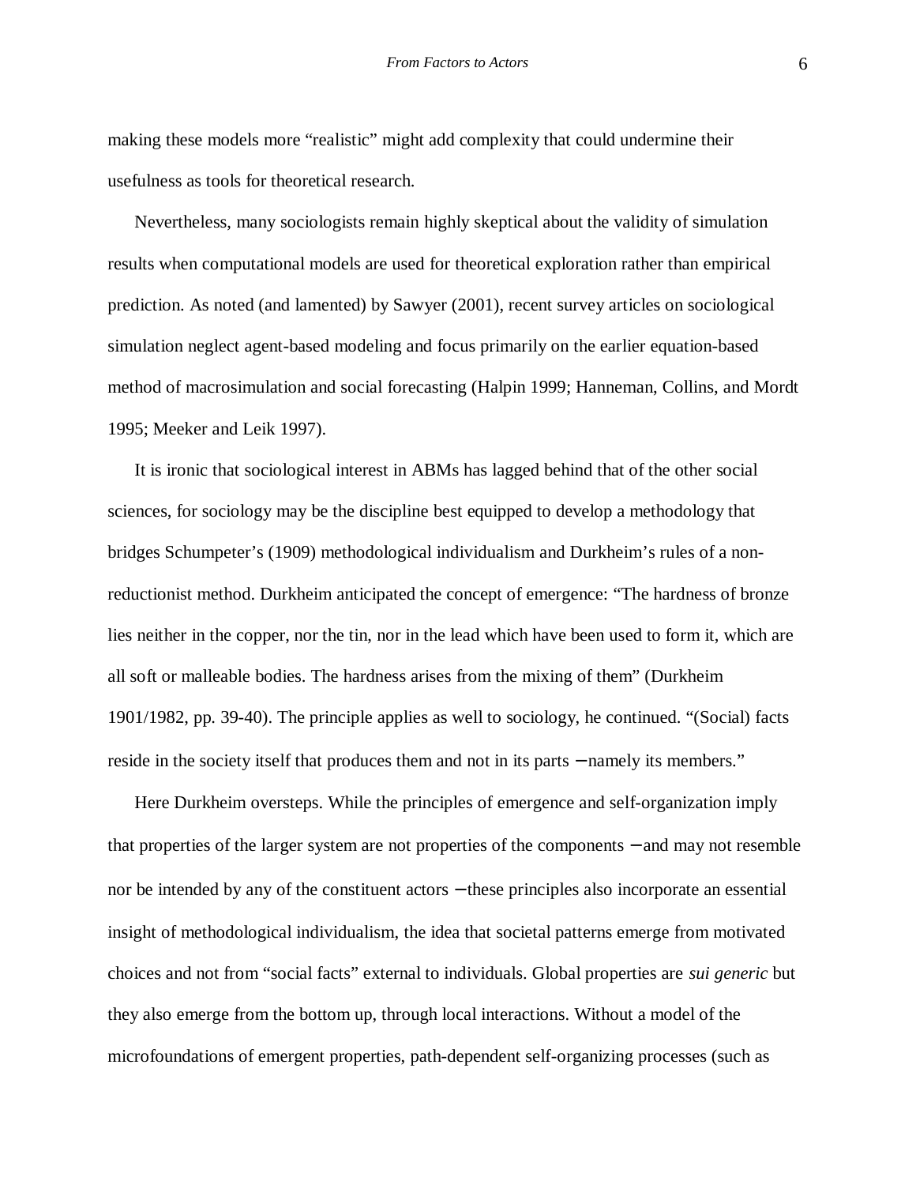making these models more "realistic" might add complexity that could undermine their usefulness as tools for theoretical research.

Nevertheless, many sociologists remain highly skeptical about the validity of simulation results when computational models are used for theoretical exploration rather than empirical prediction. As noted (and lamented) by Sawyer (2001), recent survey articles on sociological simulation neglect agent-based modeling and focus primarily on the earlier equation-based method of macrosimulation and social forecasting (Halpin 1999; Hanneman, Collins, and Mordt 1995; Meeker and Leik 1997).

It is ironic that sociological interest in ABMs has lagged behind that of the other social sciences, for sociology may be the discipline best equipped to develop a methodology that bridges Schumpeter's (1909) methodological individualism and Durkheim's rules of a non-reductionist method. Durkheim anticipated the concept of emergence: "The hardness of bronze lies neither in the copper, nor the tin, nor in the lead which have been used to form it, which are all soft or malleable bodies. The hardness arises from the mixing of them" (Durkheim 1901/1982, pp. 39-40). The principle applies as well to sociology, he continued. "(Social) facts reside in the society itself that produces them and not in its parts – namely its members."

Here Durkheim oversteps. While the principles of emergence and self-organization imply that properties of the larger system are not properties of the components – and may not resemble nor be intended by any of the constituent actors – these principles also incorporate an essential insight of methodological individualism, the idea that societal patterns emerge from motivated choices and not from "social facts" external to individuals. Global properties are *sui generic* but they also emerge from the bottom up, through local interactions. Without a model of the microfoundations of emergent properties, path-dependent self-organizing processes (such as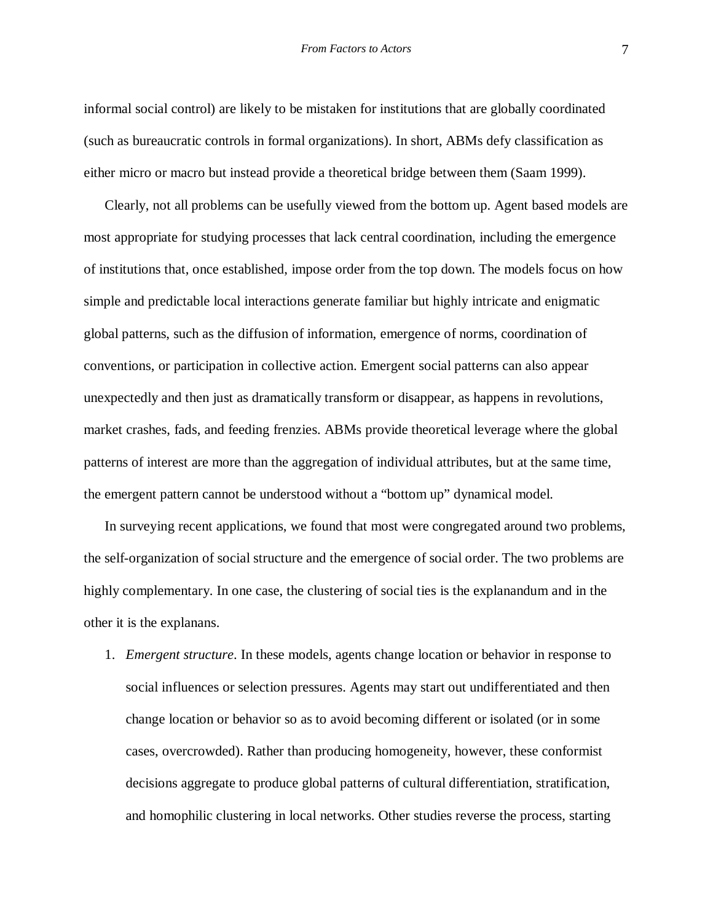informal social control) are likely to be mistaken for institutions that are globally coordinated (such as bureaucratic controls in formal organizations). In short, ABMs defy classification as either micro or macro but instead provide a theoretical bridge between them (Saam 1999).

Clearly, not all problems can be usefully viewed from the bottom up. Agent based models are most appropriate for studying processes that lack central coordination, including the emergence of institutions that, once established, impose order from the top down. The models focus on how simple and predictable local interactions generate familiar but highly intricate and enigmatic global patterns, such as the diffusion of information, emergence of norms, coordination of conventions, or participation in collective action. Emergent social patterns can also appear unexpectedly and then just as dramatically transform or disappear, as happens in revolutions, market crashes, fads, and feeding frenzies. ABMs provide theoretical leverage where the global patterns of interest are more than the aggregation of individual attributes, but at the same time, the emergent pattern cannot be understood without a "bottom up" dynamical model.

In surveying recent applications, we found that most were congregated around two problems, the self-organization of social structure and the emergence of social order. The two problems are highly complementary. In one case, the clustering of social ties is the explanandum and in the other it is the explanans.

1. *Emergent structure*. In these models, agents change location or behavior in response to social influences or selection pressures. Agents may start out undifferentiated and then change location or behavior so as to avoid becoming different or isolated (or in some cases, overcrowded). Rather than producing homogeneity, however, these conformist decisions aggregate to produce global patterns of cultural differentiation, stratification, and homophilic clustering in local networks. Other studies reverse the process, starting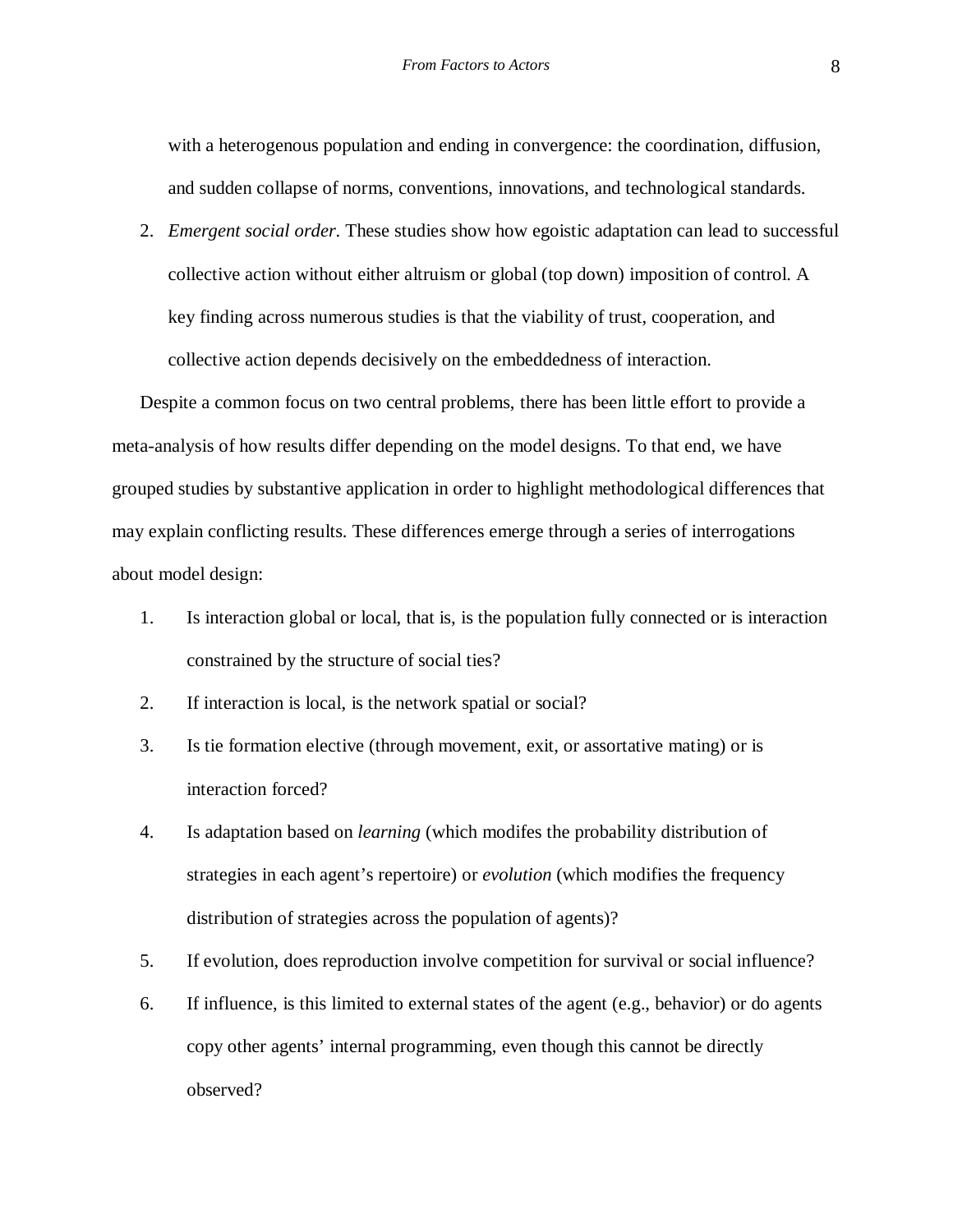with a heterogenous population and ending in convergence: the coordination, diffusion, and sudden collapse of norms, conventions, innovations, and technological standards.

2. *Emergent social order*. These studies show how egoistic adaptation can lead to successful collective action without either altruism or global (top down) imposition of control. A key finding across numerous studies is that the viability of trust, cooperation, and collective action depends decisively on the embeddedness of interaction.

Despite a common focus on two central problems, there has been little effort to provide a meta-analysis of how results differ depending on the model designs. To that end, we have grouped studies by substantive application in order to highlight methodological differences that may explain conflicting results. These differences emerge through a series of interrogations about model design:

1. Is interaction global or local, that is, is the population fully connected or is interaction constrained by the structure of social ties?
2. If interaction is local, is the network spatial or social?
3. Is tie formation elective (through movement, exit, or assortative mating) or is interaction forced?
4. Is adaptation based on *learning* (which modifes the probability distribution of strategies in each agent's repertoire) or *evolution* (which modifies the frequency distribution of strategies across the population of agents)?
5. If evolution, does reproduction involve competition for survival or social influence?
6. If influence, is this limited to external states of the agent (e.g., behavior) or do agents copy other agents' internal programming, even though this cannot be directly observed?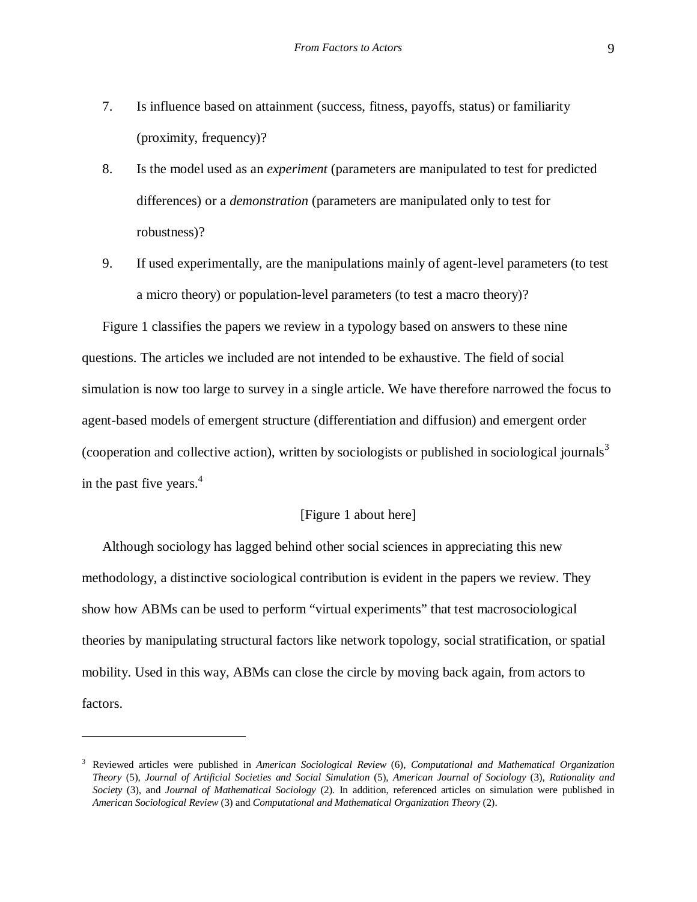7. Is influence based on attainment (success, fitness, payoffs, status) or familiarity (proximity, frequency)?
8. Is the model used as an *experiment* (parameters are manipulated to test for predicted differences) or a *demonstration* (parameters are manipulated only to test for robustness)?
9. If used experimentally, are the manipulations mainly of agent-level parameters (to test a micro theory) or population-level parameters (to test a macro theory)?

Figure 1 classifies the papers we review in a typology based on answers to these nine questions. The articles we included are not intended to be exhaustive. The field of social simulation is now too large to survey in a single article. We have therefore narrowed the focus to agent-based models of emergent structure (differentiation and diffusion) and emergent order (cooperation and collective action), written by sociologists or published in sociological journals[3] in the past five years.[4]

[Figure 1 about here]

Although sociology has lagged behind other social sciences in appreciating this new methodology, a distinctive sociological contribution is evident in the papers we review. They show how ABMs can be used to perform "virtual experiments" that test macrosociological theories by manipulating structural factors like network topology, social stratification, or spatial mobility. Used in this way, ABMs can close the circle by moving back again, from actors to factors.

---

[3] Reviewed articles were published in *American Sociological Review* (6), *Computational and Mathematical Organization Theory* (5), *Journal of Artificial Societies and Social Simulation* (5), *American Journal of Sociology* (3), *Rationality and Society* (3), and *Journal of Mathematical Sociology* (2). In addition, referenced articles on simulation were published in *American Sociological Review* (3) and *Computational and Mathematical Organization Theory* (2).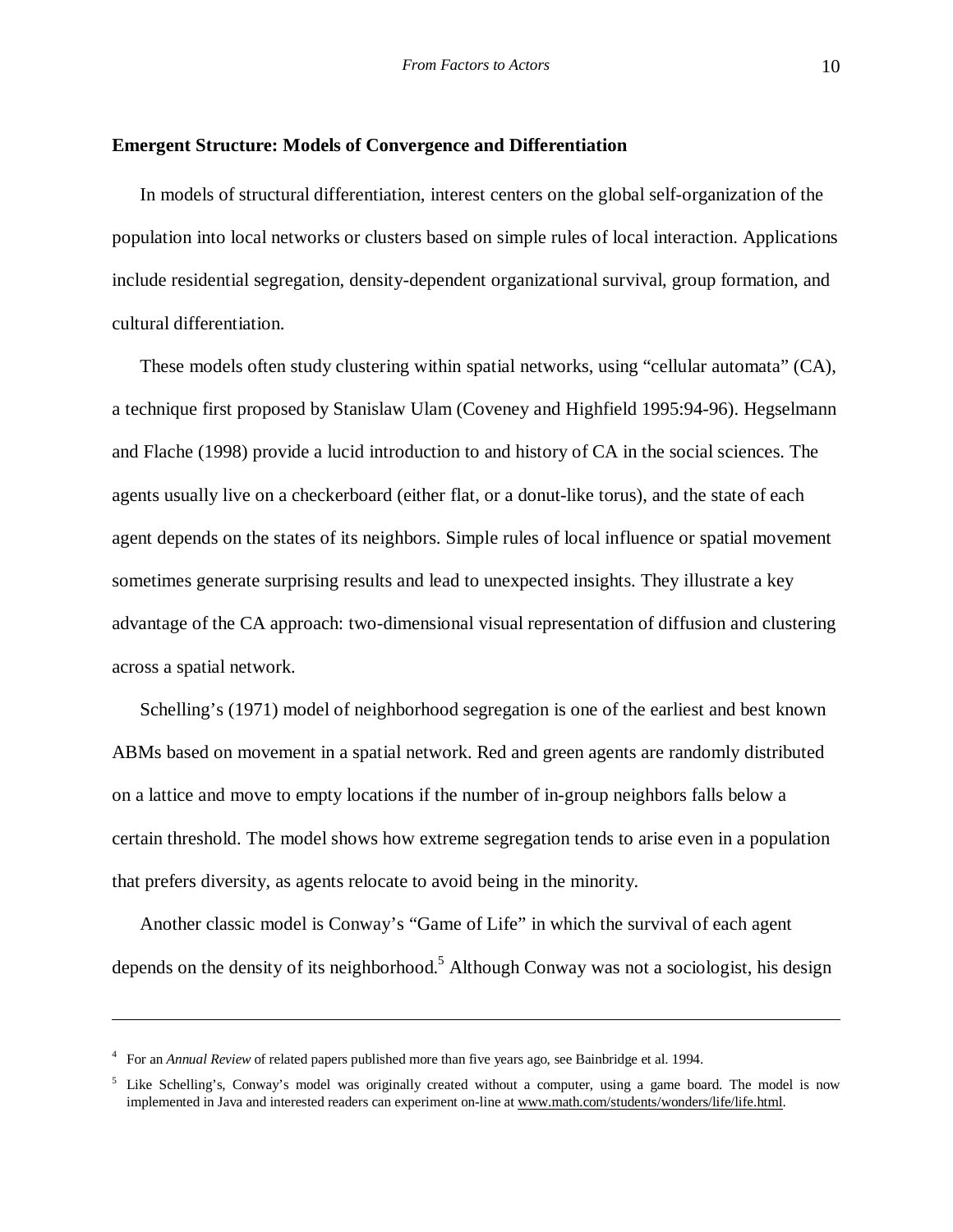### Emergent Structure: Models of Convergence and Differentiation

In models of structural differentiation, interest centers on the global self-organization of the population into local networks or clusters based on simple rules of local interaction. Applications include residential segregation, density-dependent organizational survival, group formation, and cultural differentiation.

These models often study clustering within spatial networks, using "cellular automata" (CA), a technique first proposed by Stanislaw Ulam (Coveney and Highfield 1995:94-96). Hegselmann and Flache (1998) provide a lucid introduction to and history of CA in the social sciences. The agents usually live on a checkerboard (either flat, or a donut-like torus), and the state of each agent depends on the states of its neighbors. Simple rules of local influence or spatial movement sometimes generate surprising results and lead to unexpected insights. They illustrate a key advantage of the CA approach: two-dimensional visual representation of diffusion and clustering across a spatial network.

Schelling's (1971) model of neighborhood segregation is one of the earliest and best known ABMs based on movement in a spatial network. Red and green agents are randomly distributed on a lattice and move to empty locations if the number of in-group neighbors falls below a certain threshold. The model shows how extreme segregation tends to arise even in a population that prefers diversity, as agents relocate to avoid being in the minority.

Another classic model is Conway's "Game of Life" in which the survival of each agent depends on the density of its neighborhood.[5] Although Conway was not a sociologist, his design

---

[4] For an *Annual Review* of related papers published more than five years ago, see Bainbridge et al. 1994.

[5] Like Schelling's, Conway's model was originally created without a computer, using a game board. The model is now implemented in Java and interested readers can experiment on-line at www.math.com/students/wonders/life/life.html.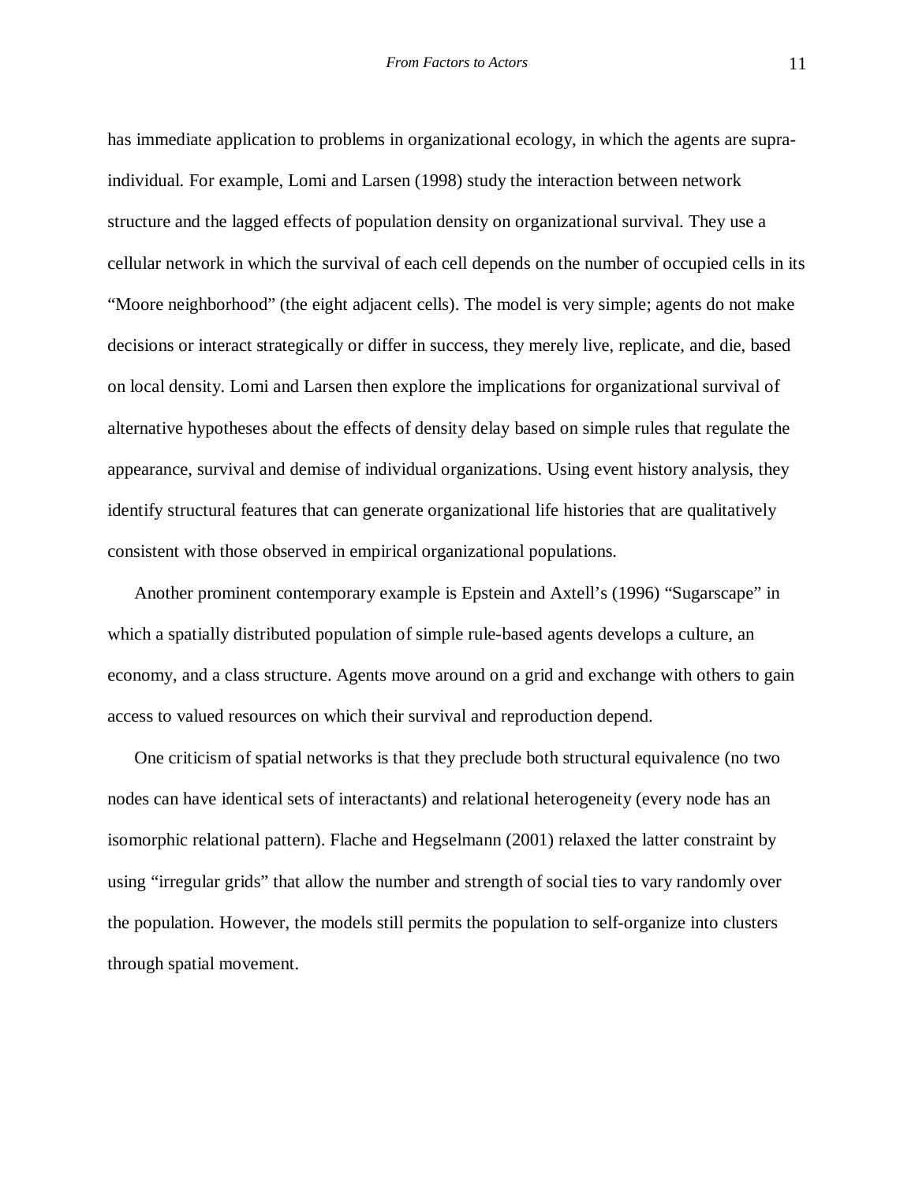has immediate application to problems in organizational ecology, in which the agents are supra-individual. For example, Lomi and Larsen (1998) study the interaction between network structure and the lagged effects of population density on organizational survival. They use a cellular network in which the survival of each cell depends on the number of occupied cells in its "Moore neighborhood" (the eight adjacent cells). The model is very simple; agents do not make decisions or interact strategically or differ in success, they merely live, replicate, and die, based on local density. Lomi and Larsen then explore the implications for organizational survival of alternative hypotheses about the effects of density delay based on simple rules that regulate the appearance, survival and demise of individual organizations. Using event history analysis, they identify structural features that can generate organizational life histories that are qualitatively consistent with those observed in empirical organizational populations.

Another prominent contemporary example is Epstein and Axtell's (1996) "Sugarscape" in which a spatially distributed population of simple rule-based agents develops a culture, an economy, and a class structure. Agents move around on a grid and exchange with others to gain access to valued resources on which their survival and reproduction depend.

One criticism of spatial networks is that they preclude both structural equivalence (no two nodes can have identical sets of interactants) and relational heterogeneity (every node has an isomorphic relational pattern). Flache and Hegselmann (2001) relaxed the latter constraint by using "irregular grids" that allow the number and strength of social ties to vary randomly over the population. However, the models still permits the population to self-organize into clusters through spatial movement.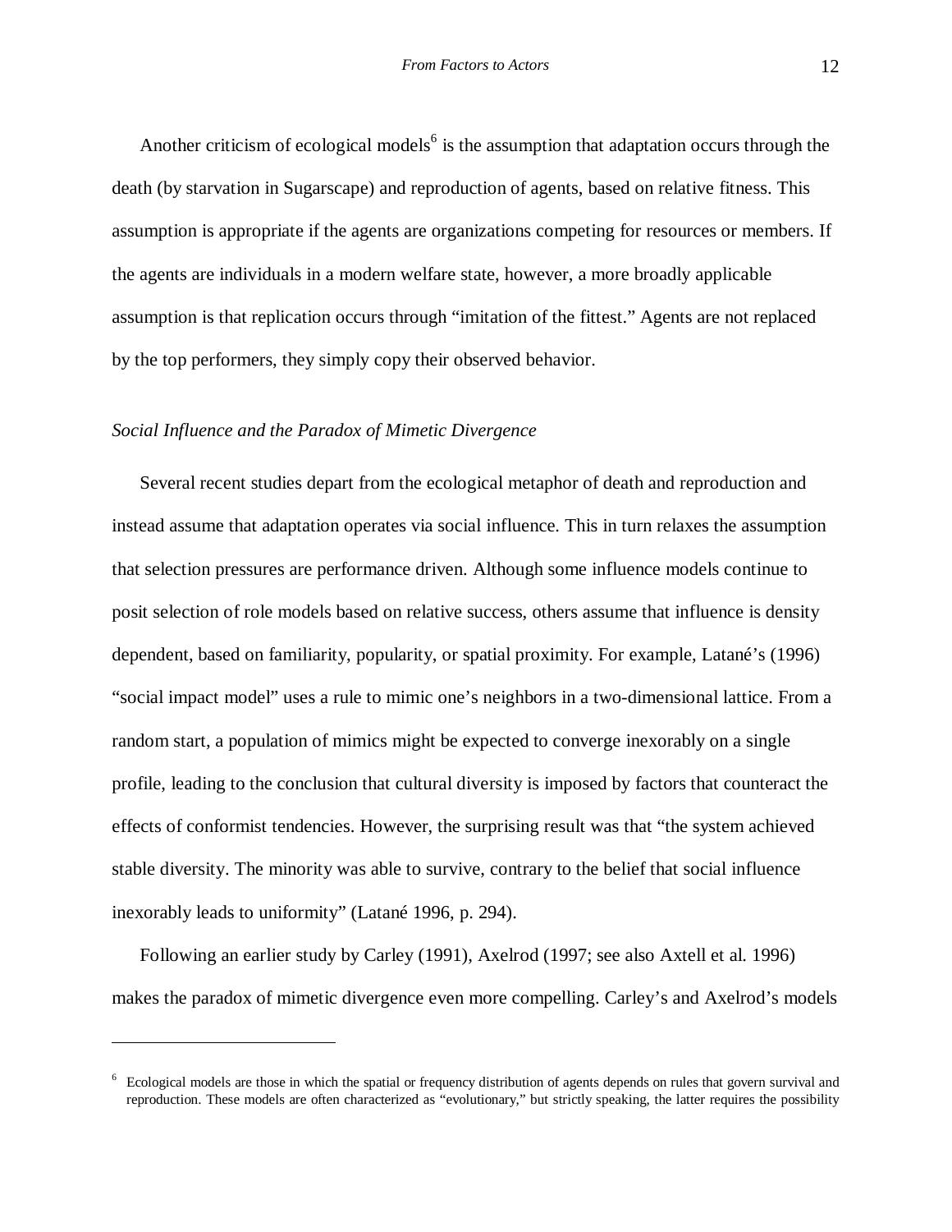Another criticism of ecological models[6] is the assumption that adaptation occurs through the death (by starvation in Sugarscape) and reproduction of agents, based on relative fitness. This assumption is appropriate if the agents are organizations competing for resources or members. If the agents are individuals in a modern welfare state, however, a more broadly applicable assumption is that replication occurs through "imitation of the fittest." Agents are not replaced by the top performers, they simply copy their observed behavior.

*Social Influence and the Paradox of Mimetic Divergence*

Several recent studies depart from the ecological metaphor of death and reproduction and instead assume that adaptation operates via social influence. This in turn relaxes the assumption that selection pressures are performance driven. Although some influence models continue to posit selection of role models based on relative success, others assume that influence is density dependent, based on familiarity, popularity, or spatial proximity. For example, Latané's (1996) "social impact model" uses a rule to mimic one's neighbors in a two-dimensional lattice. From a random start, a population of mimics might be expected to converge inexorably on a single profile, leading to the conclusion that cultural diversity is imposed by factors that counteract the effects of conformist tendencies. However, the surprising result was that "the system achieved stable diversity. The minority was able to survive, contrary to the belief that social influence inexorably leads to uniformity" (Latané 1996, p. 294).

Following an earlier study by Carley (1991), Axelrod (1997; see also Axtell et al. 1996) makes the paradox of mimetic divergence even more compelling. Carley's and Axelrod's models

---

[6] Ecological models are those in which the spatial or frequency distribution of agents depends on rules that govern survival and reproduction. These models are often characterized as "evolutionary," but strictly speaking, the latter requires the possibility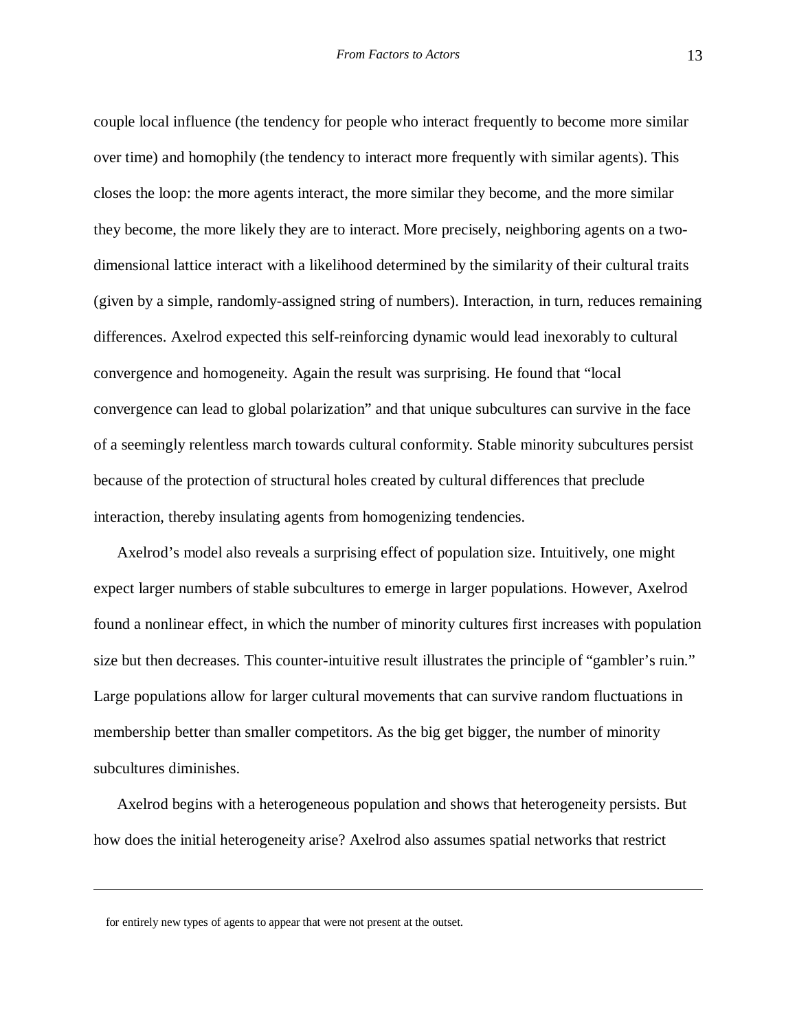couple local influence (the tendency for people who interact frequently to become more similar over time) and homophily (the tendency to interact more frequently with similar agents). This closes the loop: the more agents interact, the more similar they become, and the more similar they become, the more likely they are to interact. More precisely, neighboring agents on a two-dimensional lattice interact with a likelihood determined by the similarity of their cultural traits (given by a simple, randomly-assigned string of numbers). Interaction, in turn, reduces remaining differences. Axelrod expected this self-reinforcing dynamic would lead inexorably to cultural convergence and homogeneity. Again the result was surprising. He found that "local convergence can lead to global polarization" and that unique subcultures can survive in the face of a seemingly relentless march towards cultural conformity. Stable minority subcultures persist because of the protection of structural holes created by cultural differences that preclude interaction, thereby insulating agents from homogenizing tendencies.

Axelrod's model also reveals a surprising effect of population size. Intuitively, one might expect larger numbers of stable subcultures to emerge in larger populations. However, Axelrod found a nonlinear effect, in which the number of minority cultures first increases with population size but then decreases. This counter-intuitive result illustrates the principle of "gambler's ruin." Large populations allow for larger cultural movements that can survive random fluctuations in membership better than smaller competitors. As the big get bigger, the number of minority subcultures diminishes.

Axelrod begins with a heterogeneous population and shows that heterogeneity persists. But how does the initial heterogeneity arise? Axelrod also assumes spatial networks that restrict

---

for entirely new types of agents to appear that were not present at the outset.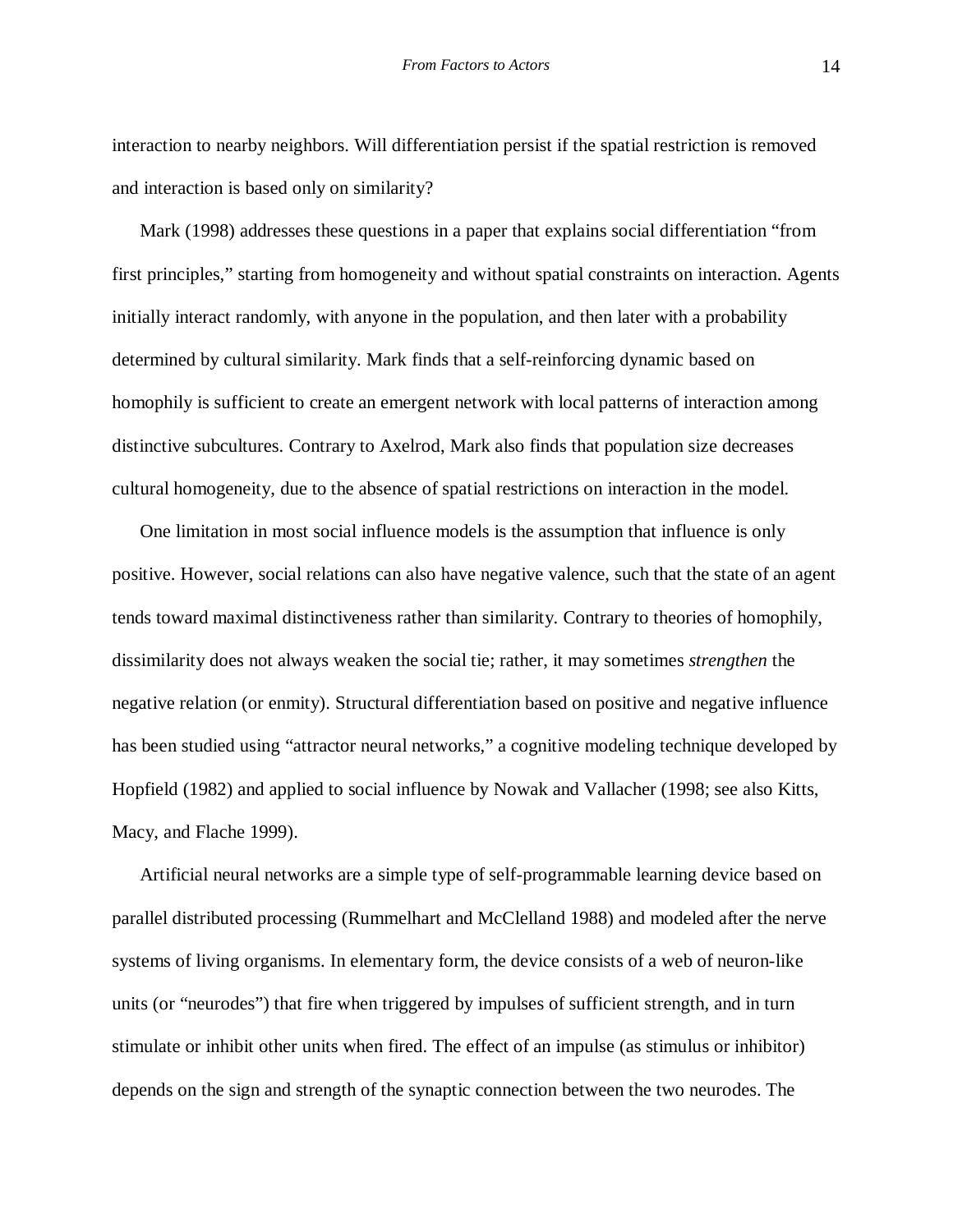interaction to nearby neighbors. Will differentiation persist if the spatial restriction is removed and interaction is based only on similarity?

Mark (1998) addresses these questions in a paper that explains social differentiation "from first principles," starting from homogeneity and without spatial constraints on interaction. Agents initially interact randomly, with anyone in the population, and then later with a probability determined by cultural similarity. Mark finds that a self-reinforcing dynamic based on homophily is sufficient to create an emergent network with local patterns of interaction among distinctive subcultures. Contrary to Axelrod, Mark also finds that population size decreases cultural homogeneity, due to the absence of spatial restrictions on interaction in the model.

One limitation in most social influence models is the assumption that influence is only positive. However, social relations can also have negative valence, such that the state of an agent tends toward maximal distinctiveness rather than similarity. Contrary to theories of homophily, dissimilarity does not always weaken the social tie; rather, it may sometimes *strengthen* the negative relation (or enmity). Structural differentiation based on positive and negative influence has been studied using "attractor neural networks," a cognitive modeling technique developed by Hopfield (1982) and applied to social influence by Nowak and Vallacher (1998; see also Kitts, Macy, and Flache 1999).

Artificial neural networks are a simple type of self-programmable learning device based on parallel distributed processing (Rummelhart and McClelland 1988) and modeled after the nerve systems of living organisms. In elementary form, the device consists of a web of neuron-like units (or "neurodes") that fire when triggered by impulses of sufficient strength, and in turn stimulate or inhibit other units when fired. The effect of an impulse (as stimulus or inhibitor) depends on the sign and strength of the synaptic connection between the two neurodes. The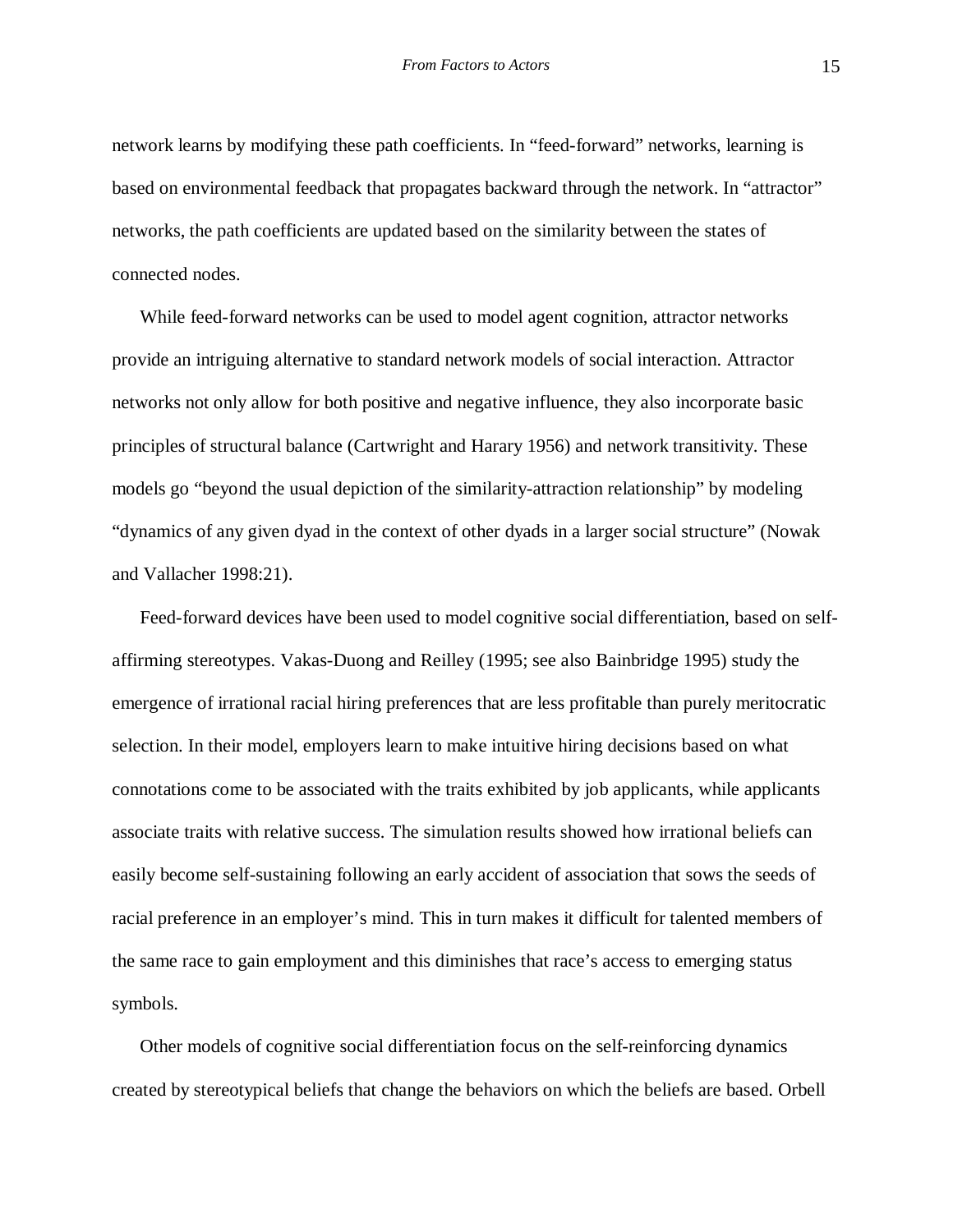network learns by modifying these path coefficients. In "feed-forward" networks, learning is based on environmental feedback that propagates backward through the network. In "attractor" networks, the path coefficients are updated based on the similarity between the states of connected nodes.

While feed-forward networks can be used to model agent cognition, attractor networks provide an intriguing alternative to standard network models of social interaction. Attractor networks not only allow for both positive and negative influence, they also incorporate basic principles of structural balance (Cartwright and Harary 1956) and network transitivity. These models go "beyond the usual depiction of the similarity-attraction relationship" by modeling "dynamics of any given dyad in the context of other dyads in a larger social structure" (Nowak and Vallacher 1998:21).

Feed-forward devices have been used to model cognitive social differentiation, based on self-affirming stereotypes. Vakas-Duong and Reilley (1995; see also Bainbridge 1995) study the emergence of irrational racial hiring preferences that are less profitable than purely meritocratic selection. In their model, employers learn to make intuitive hiring decisions based on what connotations come to be associated with the traits exhibited by job applicants, while applicants associate traits with relative success. The simulation results showed how irrational beliefs can easily become self-sustaining following an early accident of association that sows the seeds of racial preference in an employer's mind. This in turn makes it difficult for talented members of the same race to gain employment and this diminishes that race's access to emerging status symbols.

Other models of cognitive social differentiation focus on the self-reinforcing dynamics created by stereotypical beliefs that change the behaviors on which the beliefs are based. Orbell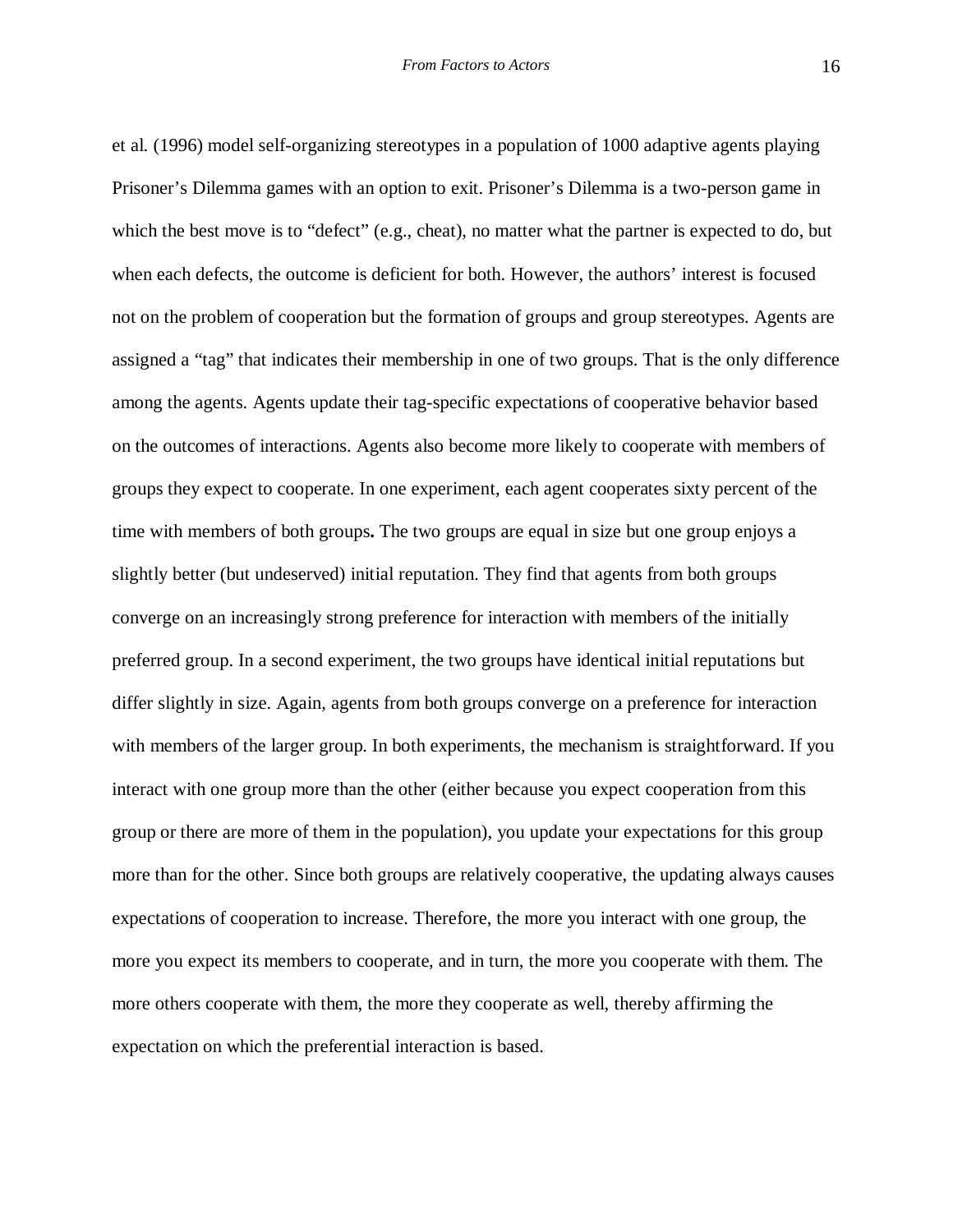et al. (1996) model self-organizing stereotypes in a population of 1000 adaptive agents playing Prisoner's Dilemma games with an option to exit. Prisoner's Dilemma is a two-person game in which the best move is to "defect" (e.g., cheat), no matter what the partner is expected to do, but when each defects, the outcome is deficient for both. However, the authors' interest is focused not on the problem of cooperation but the formation of groups and group stereotypes. Agents are assigned a "tag" that indicates their membership in one of two groups. That is the only difference among the agents. Agents update their tag-specific expectations of cooperative behavior based on the outcomes of interactions. Agents also become more likely to cooperate with members of groups they expect to cooperate. In one experiment, each agent cooperates sixty percent of the time with members of both groups**.** The two groups are equal in size but one group enjoys a slightly better (but undeserved) initial reputation. They find that agents from both groups converge on an increasingly strong preference for interaction with members of the initially preferred group. In a second experiment, the two groups have identical initial reputations but differ slightly in size. Again, agents from both groups converge on a preference for interaction with members of the larger group. In both experiments, the mechanism is straightforward. If you interact with one group more than the other (either because you expect cooperation from this group or there are more of them in the population), you update your expectations for this group more than for the other. Since both groups are relatively cooperative, the updating always causes expectations of cooperation to increase. Therefore, the more you interact with one group, the more you expect its members to cooperate, and in turn, the more you cooperate with them. The more others cooperate with them, the more they cooperate as well, thereby affirming the expectation on which the preferential interaction is based.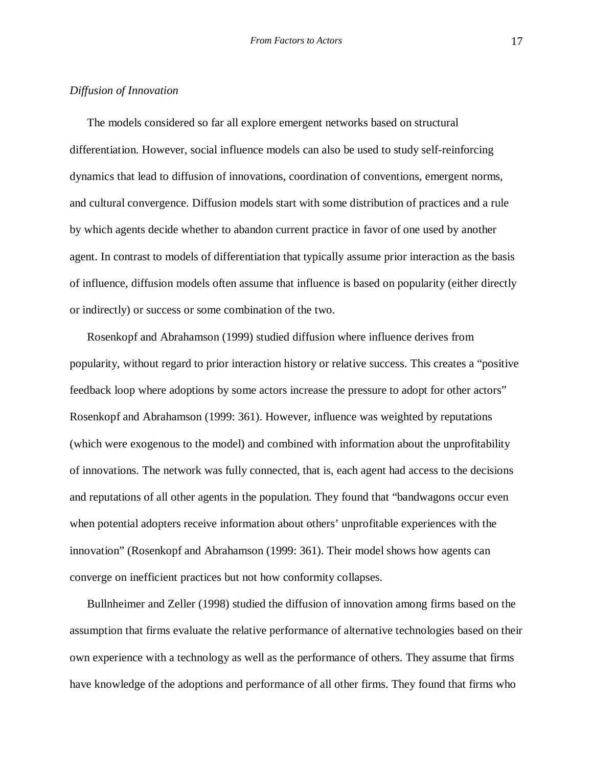*Diffusion of Innovation*

The models considered so far all explore emergent networks based on structural differentiation. However, social influence models can also be used to study self-reinforcing dynamics that lead to diffusion of innovations, coordination of conventions, emergent norms, and cultural convergence. Diffusion models start with some distribution of practices and a rule by which agents decide whether to abandon current practice in favor of one used by another agent. In contrast to models of differentiation that typically assume prior interaction as the basis of influence, diffusion models often assume that influence is based on popularity (either directly or indirectly) or success or some combination of the two.

Rosenkopf and Abrahamson (1999) studied diffusion where influence derives from popularity, without regard to prior interaction history or relative success. This creates a "positive feedback loop where adoptions by some actors increase the pressure to adopt for other actors" Rosenkopf and Abrahamson (1999: 361). However, influence was weighted by reputations (which were exogenous to the model) and combined with information about the unprofitability of innovations. The network was fully connected, that is, each agent had access to the decisions and reputations of all other agents in the population. They found that "bandwagons occur even when potential adopters receive information about others' unprofitable experiences with the innovation" (Rosenkopf and Abrahamson (1999: 361). Their model shows how agents can converge on inefficient practices but not how conformity collapses.

Bullnheimer and Zeller (1998) studied the diffusion of innovation among firms based on the assumption that firms evaluate the relative performance of alternative technologies based on their own experience with a technology as well as the performance of others. They assume that firms have knowledge of the adoptions and performance of all other firms. They found that firms who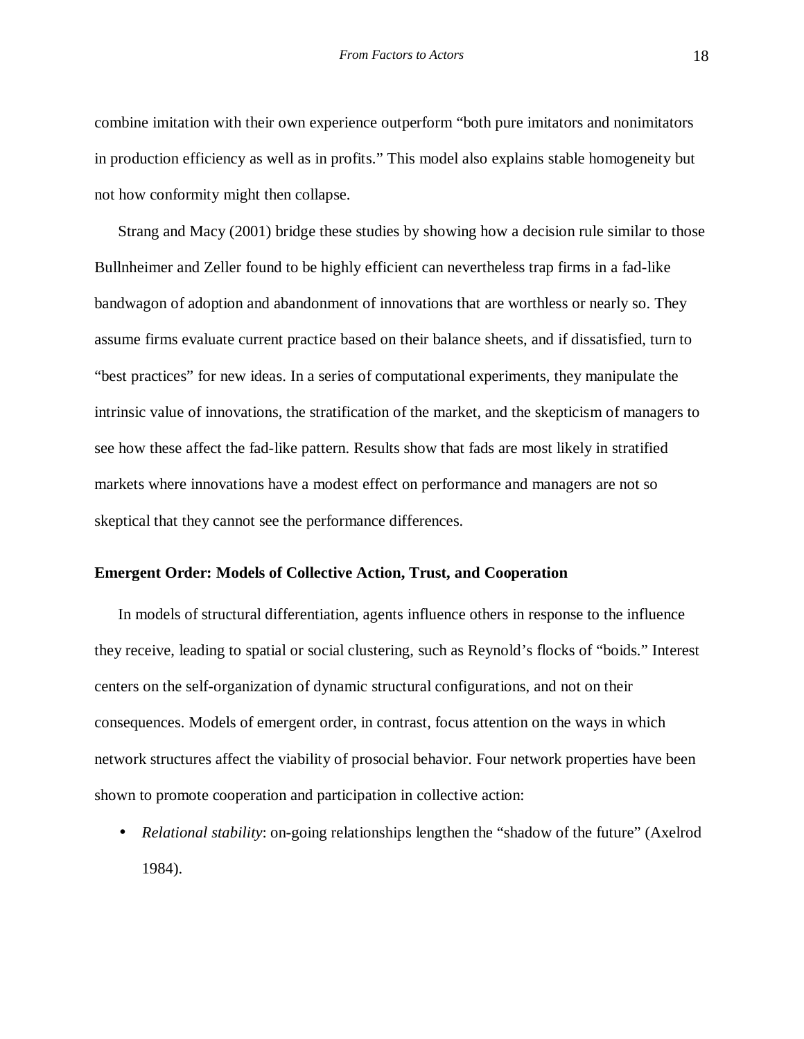combine imitation with their own experience outperform "both pure imitators and nonimitators in production efficiency as well as in profits." This model also explains stable homogeneity but not how conformity might then collapse.

Strang and Macy (2001) bridge these studies by showing how a decision rule similar to those Bullnheimer and Zeller found to be highly efficient can nevertheless trap firms in a fad-like bandwagon of adoption and abandonment of innovations that are worthless or nearly so. They assume firms evaluate current practice based on their balance sheets, and if dissatisfied, turn to "best practices" for new ideas. In a series of computational experiments, they manipulate the intrinsic value of innovations, the stratification of the market, and the skepticism of managers to see how these affect the fad-like pattern. Results show that fads are most likely in stratified markets where innovations have a modest effect on performance and managers are not so skeptical that they cannot see the performance differences.

**Emergent Order: Models of Collective Action, Trust, and Cooperation**

In models of structural differentiation, agents influence others in response to the influence they receive, leading to spatial or social clustering, such as Reynold's flocks of "boids." Interest centers on the self-organization of dynamic structural configurations, and not on their consequences. Models of emergent order, in contrast, focus attention on the ways in which network structures affect the viability of prosocial behavior. Four network properties have been shown to promote cooperation and participation in collective action:

- *Relational stability*: on-going relationships lengthen the "shadow of the future" (Axelrod 1984).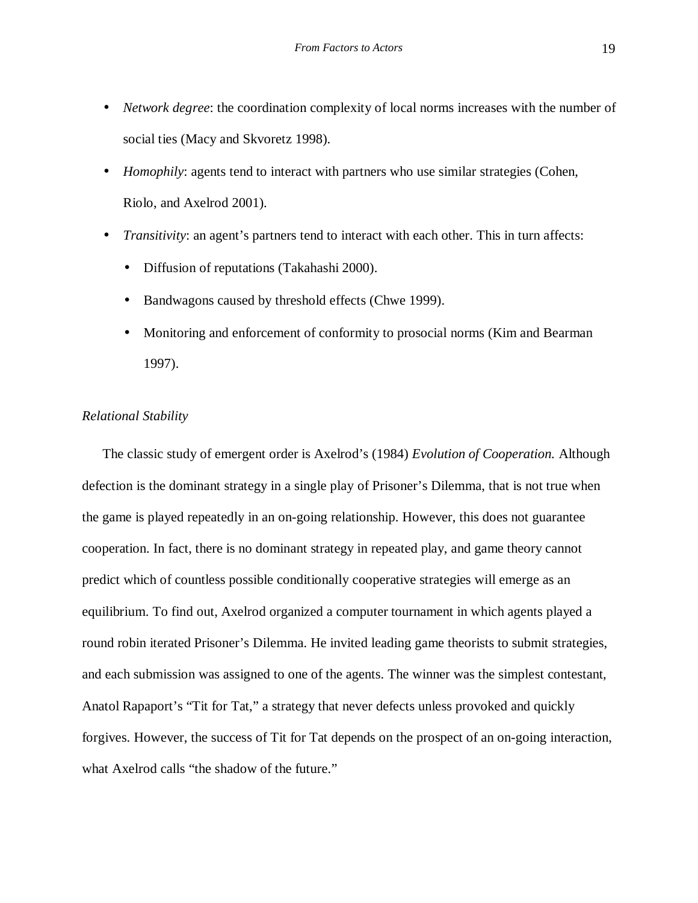- *Network degree*: the coordination complexity of local norms increases with the number of social ties (Macy and Skvoretz 1998).
- *Homophily*: agents tend to interact with partners who use similar strategies (Cohen, Riolo, and Axelrod 2001).
- *Transitivity*: an agent's partners tend to interact with each other. This in turn affects:
  - Diffusion of reputations (Takahashi 2000).
  - Bandwagons caused by threshold effects (Chwe 1999).
  - Monitoring and enforcement of conformity to prosocial norms (Kim and Bearman 1997).

*Relational Stability*

The classic study of emergent order is Axelrod's (1984) *Evolution of Cooperation.* Although defection is the dominant strategy in a single play of Prisoner's Dilemma, that is not true when the game is played repeatedly in an on-going relationship. However, this does not guarantee cooperation. In fact, there is no dominant strategy in repeated play, and game theory cannot predict which of countless possible conditionally cooperative strategies will emerge as an equilibrium. To find out, Axelrod organized a computer tournament in which agents played a round robin iterated Prisoner's Dilemma. He invited leading game theorists to submit strategies, and each submission was assigned to one of the agents. The winner was the simplest contestant, Anatol Rapaport's "Tit for Tat," a strategy that never defects unless provoked and quickly forgives. However, the success of Tit for Tat depends on the prospect of an on-going interaction, what Axelrod calls "the shadow of the future."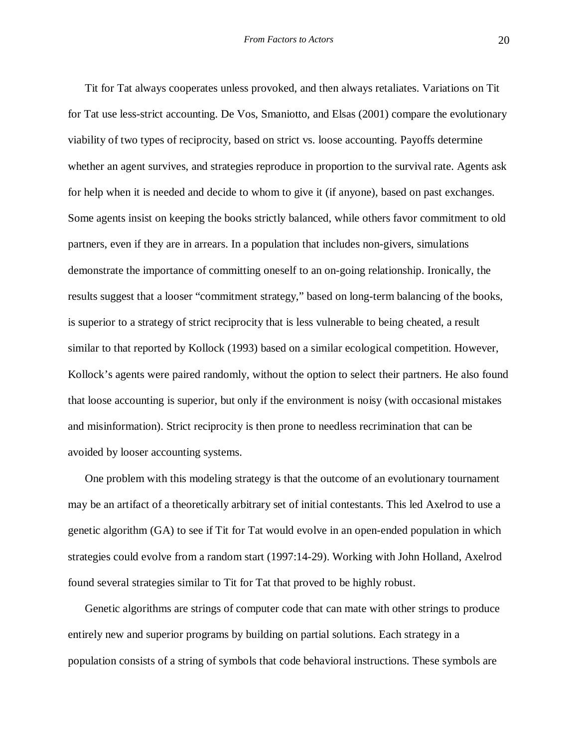Tit for Tat always cooperates unless provoked, and then always retaliates. Variations on Tit for Tat use less-strict accounting. De Vos, Smaniotto, and Elsas (2001) compare the evolutionary viability of two types of reciprocity, based on strict vs. loose accounting. Payoffs determine whether an agent survives, and strategies reproduce in proportion to the survival rate. Agents ask for help when it is needed and decide to whom to give it (if anyone), based on past exchanges. Some agents insist on keeping the books strictly balanced, while others favor commitment to old partners, even if they are in arrears. In a population that includes non-givers, simulations demonstrate the importance of committing oneself to an on-going relationship. Ironically, the results suggest that a looser "commitment strategy," based on long-term balancing of the books, is superior to a strategy of strict reciprocity that is less vulnerable to being cheated, a result similar to that reported by Kollock (1993) based on a similar ecological competition. However, Kollock's agents were paired randomly, without the option to select their partners. He also found that loose accounting is superior, but only if the environment is noisy (with occasional mistakes and misinformation). Strict reciprocity is then prone to needless recrimination that can be avoided by looser accounting systems.

One problem with this modeling strategy is that the outcome of an evolutionary tournament may be an artifact of a theoretically arbitrary set of initial contestants. This led Axelrod to use a genetic algorithm (GA) to see if Tit for Tat would evolve in an open-ended population in which strategies could evolve from a random start (1997:14-29). Working with John Holland, Axelrod found several strategies similar to Tit for Tat that proved to be highly robust.

Genetic algorithms are strings of computer code that can mate with other strings to produce entirely new and superior programs by building on partial solutions. Each strategy in a population consists of a string of symbols that code behavioral instructions. These symbols are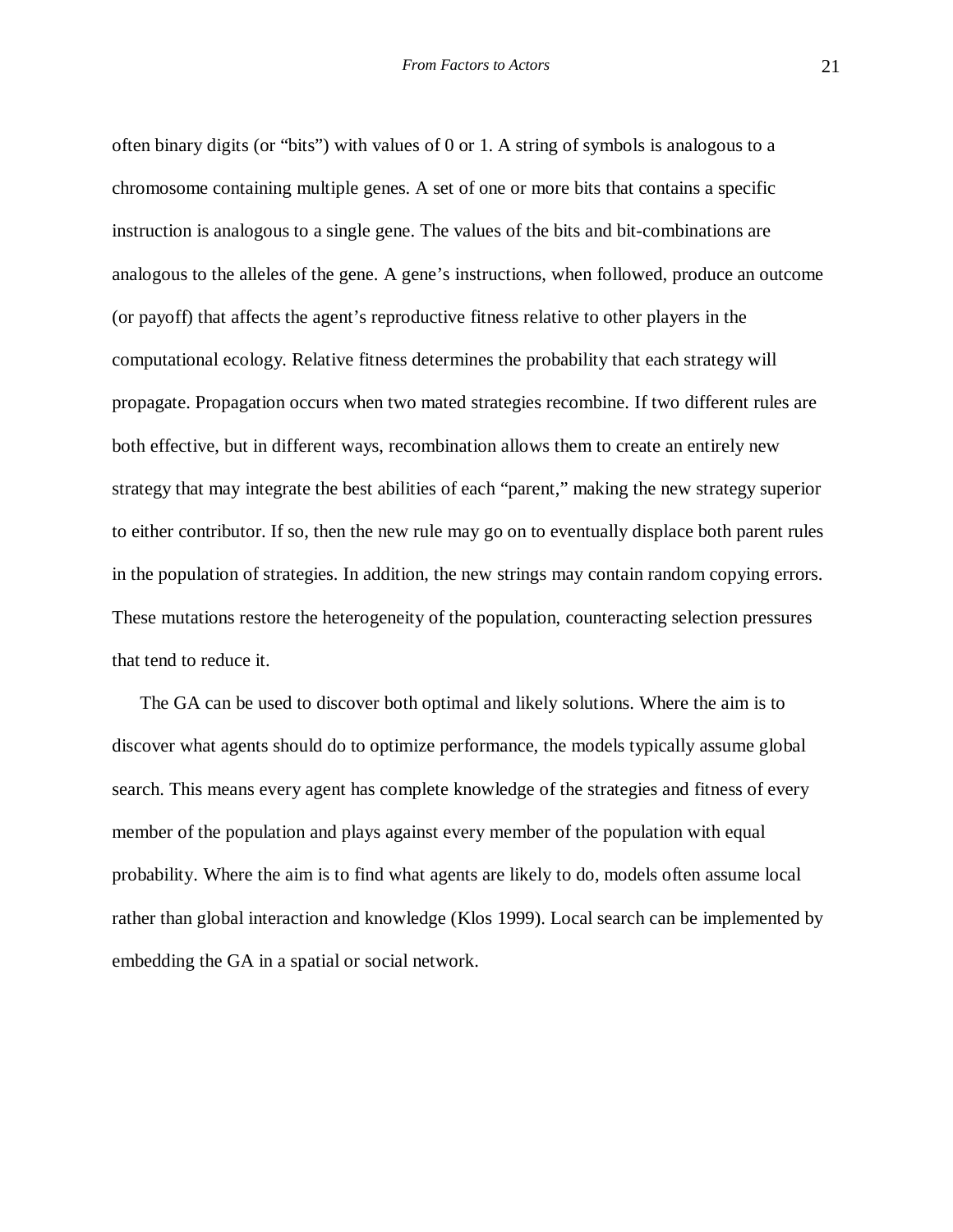often binary digits (or "bits") with values of 0 or 1. A string of symbols is analogous to a chromosome containing multiple genes. A set of one or more bits that contains a specific instruction is analogous to a single gene. The values of the bits and bit-combinations are analogous to the alleles of the gene. A gene's instructions, when followed, produce an outcome (or payoff) that affects the agent's reproductive fitness relative to other players in the computational ecology. Relative fitness determines the probability that each strategy will propagate. Propagation occurs when two mated strategies recombine. If two different rules are both effective, but in different ways, recombination allows them to create an entirely new strategy that may integrate the best abilities of each "parent," making the new strategy superior to either contributor. If so, then the new rule may go on to eventually displace both parent rules in the population of strategies. In addition, the new strings may contain random copying errors. These mutations restore the heterogeneity of the population, counteracting selection pressures that tend to reduce it.

The GA can be used to discover both optimal and likely solutions. Where the aim is to discover what agents should do to optimize performance, the models typically assume global search. This means every agent has complete knowledge of the strategies and fitness of every member of the population and plays against every member of the population with equal probability. Where the aim is to find what agents are likely to do, models often assume local rather than global interaction and knowledge (Klos 1999). Local search can be implemented by embedding the GA in a spatial or social network.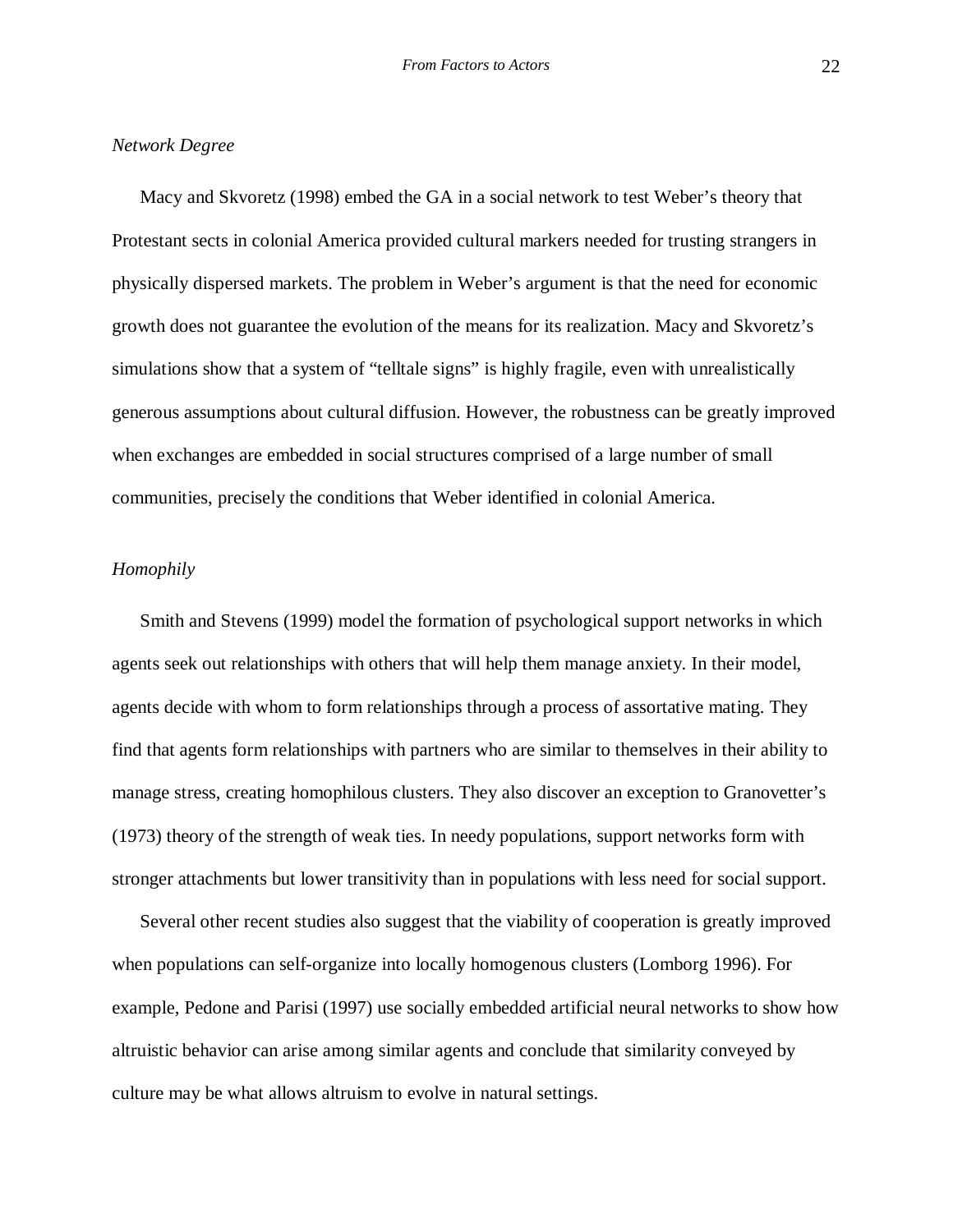*Network Degree*

Macy and Skvoretz (1998) embed the GA in a social network to test Weber's theory that Protestant sects in colonial America provided cultural markers needed for trusting strangers in physically dispersed markets. The problem in Weber's argument is that the need for economic growth does not guarantee the evolution of the means for its realization. Macy and Skvoretz's simulations show that a system of "telltale signs" is highly fragile, even with unrealistically generous assumptions about cultural diffusion. However, the robustness can be greatly improved when exchanges are embedded in social structures comprised of a large number of small communities, precisely the conditions that Weber identified in colonial America.

*Homophily*

Smith and Stevens (1999) model the formation of psychological support networks in which agents seek out relationships with others that will help them manage anxiety. In their model, agents decide with whom to form relationships through a process of assortative mating. They find that agents form relationships with partners who are similar to themselves in their ability to manage stress, creating homophilous clusters. They also discover an exception to Granovetter's (1973) theory of the strength of weak ties. In needy populations, support networks form with stronger attachments but lower transitivity than in populations with less need for social support.

Several other recent studies also suggest that the viability of cooperation is greatly improved when populations can self-organize into locally homogenous clusters (Lomborg 1996). For example, Pedone and Parisi (1997) use socially embedded artificial neural networks to show how altruistic behavior can arise among similar agents and conclude that similarity conveyed by culture may be what allows altruism to evolve in natural settings.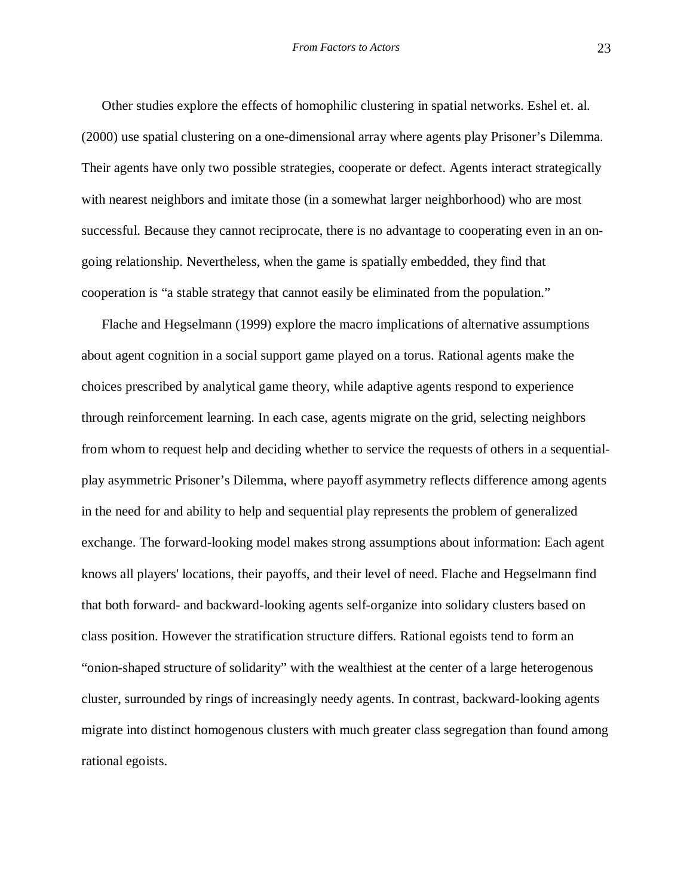Other studies explore the effects of homophilic clustering in spatial networks. Eshel et. al. (2000) use spatial clustering on a one-dimensional array where agents play Prisoner's Dilemma. Their agents have only two possible strategies, cooperate or defect. Agents interact strategically with nearest neighbors and imitate those (in a somewhat larger neighborhood) who are most successful. Because they cannot reciprocate, there is no advantage to cooperating even in an on-going relationship. Nevertheless, when the game is spatially embedded, they find that cooperation is "a stable strategy that cannot easily be eliminated from the population."

Flache and Hegselmann (1999) explore the macro implications of alternative assumptions about agent cognition in a social support game played on a torus. Rational agents make the choices prescribed by analytical game theory, while adaptive agents respond to experience through reinforcement learning. In each case, agents migrate on the grid, selecting neighbors from whom to request help and deciding whether to service the requests of others in a sequential-play asymmetric Prisoner's Dilemma, where payoff asymmetry reflects difference among agents in the need for and ability to help and sequential play represents the problem of generalized exchange. The forward-looking model makes strong assumptions about information: Each agent knows all players' locations, their payoffs, and their level of need. Flache and Hegselmann find that both forward- and backward-looking agents self-organize into solidary clusters based on class position. However the stratification structure differs. Rational egoists tend to form an "onion-shaped structure of solidarity" with the wealthiest at the center of a large heterogenous cluster, surrounded by rings of increasingly needy agents. In contrast, backward-looking agents migrate into distinct homogenous clusters with much greater class segregation than found among rational egoists.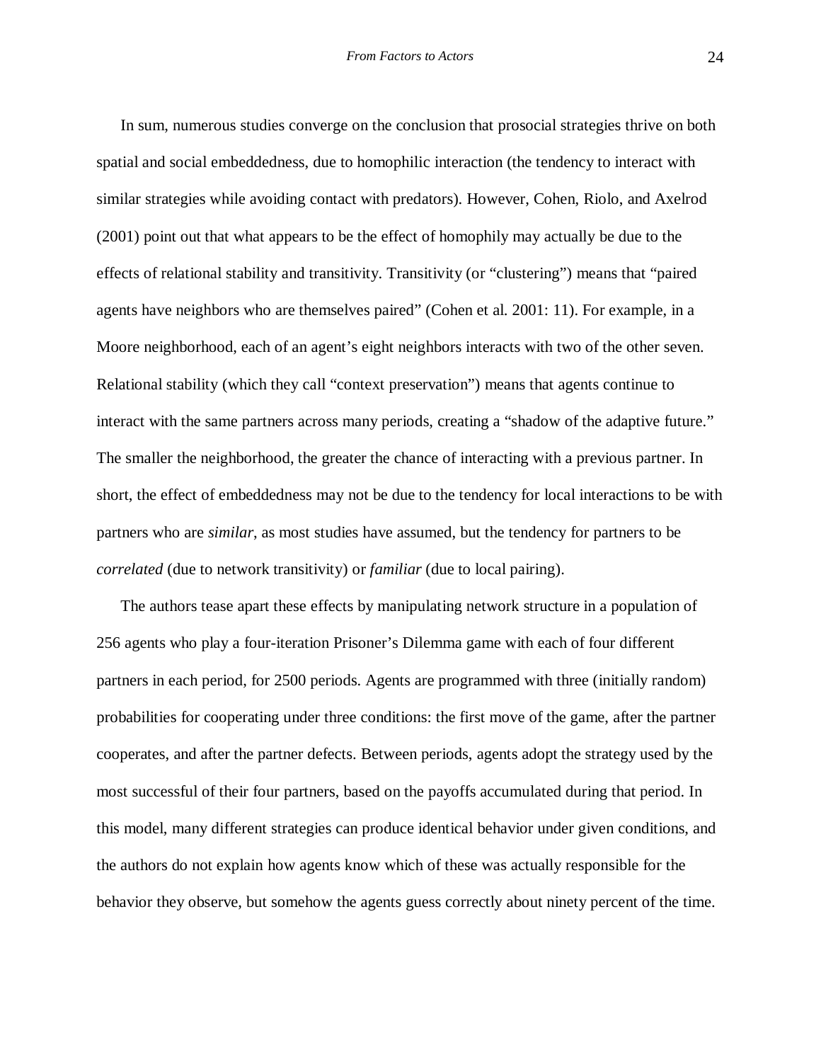In sum, numerous studies converge on the conclusion that prosocial strategies thrive on both spatial and social embeddedness, due to homophilic interaction (the tendency to interact with similar strategies while avoiding contact with predators). However, Cohen, Riolo, and Axelrod (2001) point out that what appears to be the effect of homophily may actually be due to the effects of relational stability and transitivity. Transitivity (or "clustering") means that "paired agents have neighbors who are themselves paired" (Cohen et al. 2001: 11). For example, in a Moore neighborhood, each of an agent's eight neighbors interacts with two of the other seven. Relational stability (which they call "context preservation") means that agents continue to interact with the same partners across many periods, creating a "shadow of the adaptive future." The smaller the neighborhood, the greater the chance of interacting with a previous partner. In short, the effect of embeddedness may not be due to the tendency for local interactions to be with partners who are *similar*, as most studies have assumed, but the tendency for partners to be *correlated* (due to network transitivity) or *familiar* (due to local pairing).

The authors tease apart these effects by manipulating network structure in a population of 256 agents who play a four-iteration Prisoner's Dilemma game with each of four different partners in each period, for 2500 periods. Agents are programmed with three (initially random) probabilities for cooperating under three conditions: the first move of the game, after the partner cooperates, and after the partner defects. Between periods, agents adopt the strategy used by the most successful of their four partners, based on the payoffs accumulated during that period. In this model, many different strategies can produce identical behavior under given conditions, and the authors do not explain how agents know which of these was actually responsible for the behavior they observe, but somehow the agents guess correctly about ninety percent of the time.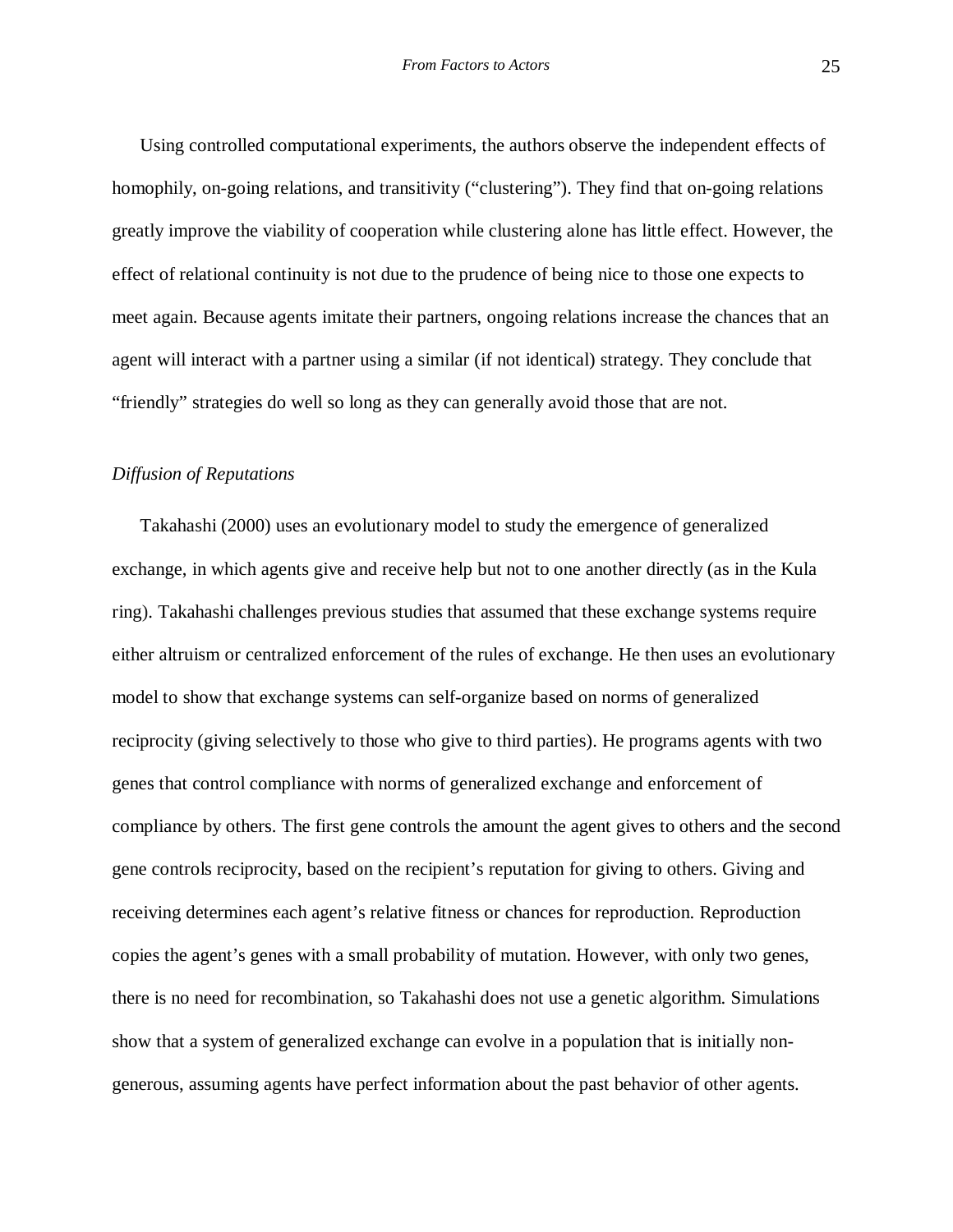Using controlled computational experiments, the authors observe the independent effects of homophily, on-going relations, and transitivity ("clustering"). They find that on-going relations greatly improve the viability of cooperation while clustering alone has little effect. However, the effect of relational continuity is not due to the prudence of being nice to those one expects to meet again. Because agents imitate their partners, ongoing relations increase the chances that an agent will interact with a partner using a similar (if not identical) strategy. They conclude that "friendly" strategies do well so long as they can generally avoid those that are not.

*Diffusion of Reputations*

Takahashi (2000) uses an evolutionary model to study the emergence of generalized exchange, in which agents give and receive help but not to one another directly (as in the Kula ring). Takahashi challenges previous studies that assumed that these exchange systems require either altruism or centralized enforcement of the rules of exchange. He then uses an evolutionary model to show that exchange systems can self-organize based on norms of generalized reciprocity (giving selectively to those who give to third parties). He programs agents with two genes that control compliance with norms of generalized exchange and enforcement of compliance by others. The first gene controls the amount the agent gives to others and the second gene controls reciprocity, based on the recipient's reputation for giving to others. Giving and receiving determines each agent's relative fitness or chances for reproduction. Reproduction copies the agent's genes with a small probability of mutation. However, with only two genes, there is no need for recombination, so Takahashi does not use a genetic algorithm. Simulations show that a system of generalized exchange can evolve in a population that is initially non-generous, assuming agents have perfect information about the past behavior of other agents.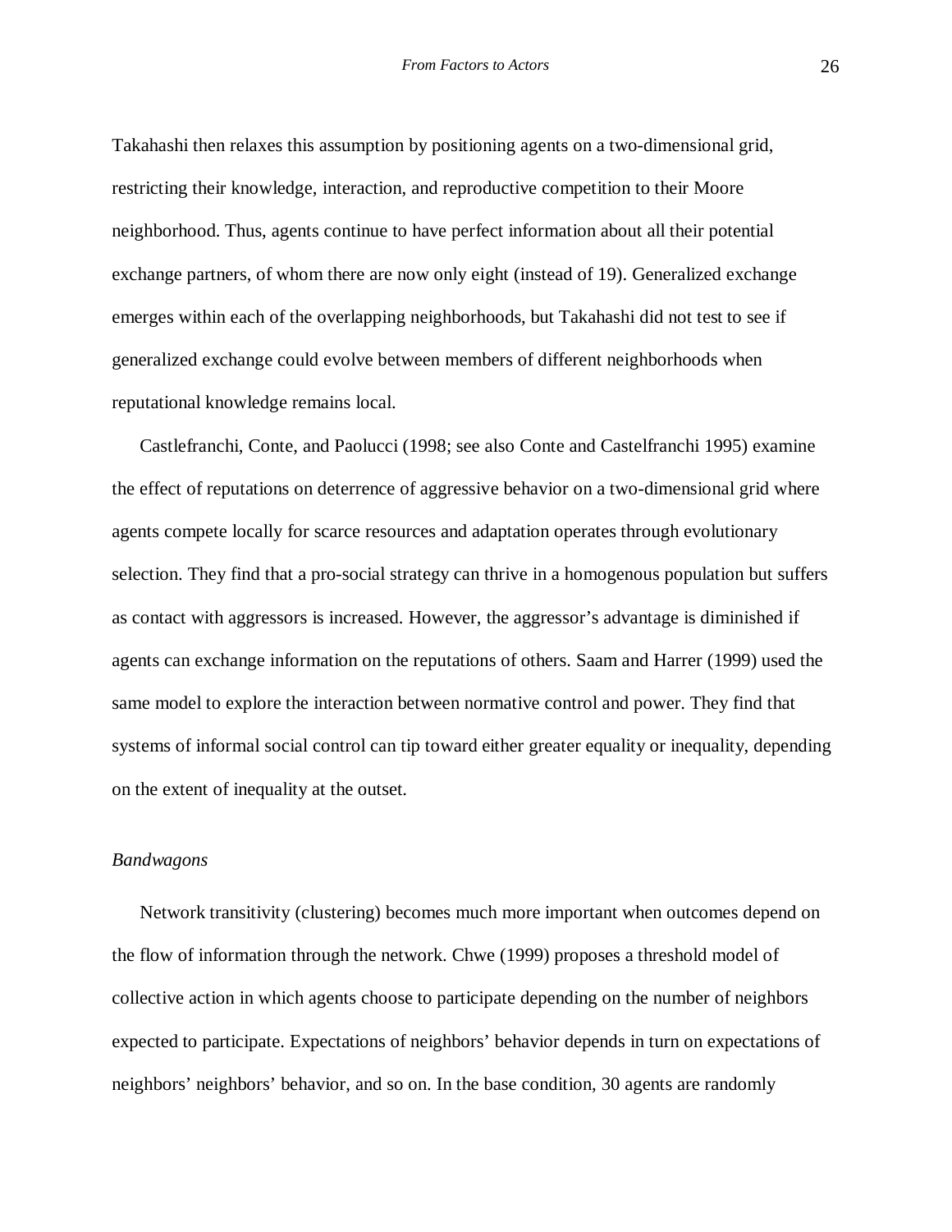Takahashi then relaxes this assumption by positioning agents on a two-dimensional grid, restricting their knowledge, interaction, and reproductive competition to their Moore neighborhood. Thus, agents continue to have perfect information about all their potential exchange partners, of whom there are now only eight (instead of 19). Generalized exchange emerges within each of the overlapping neighborhoods, but Takahashi did not test to see if generalized exchange could evolve between members of different neighborhoods when reputational knowledge remains local.

Castlefranchi, Conte, and Paolucci (1998; see also Conte and Castelfranchi 1995) examine the effect of reputations on deterrence of aggressive behavior on a two-dimensional grid where agents compete locally for scarce resources and adaptation operates through evolutionary selection. They find that a pro-social strategy can thrive in a homogenous population but suffers as contact with aggressors is increased. However, the aggressor's advantage is diminished if agents can exchange information on the reputations of others. Saam and Harrer (1999) used the same model to explore the interaction between normative control and power. They find that systems of informal social control can tip toward either greater equality or inequality, depending on the extent of inequality at the outset.

*Bandwagons*

Network transitivity (clustering) becomes much more important when outcomes depend on the flow of information through the network. Chwe (1999) proposes a threshold model of collective action in which agents choose to participate depending on the number of neighbors expected to participate. Expectations of neighbors' behavior depends in turn on expectations of neighbors' neighbors' behavior, and so on. In the base condition, 30 agents are randomly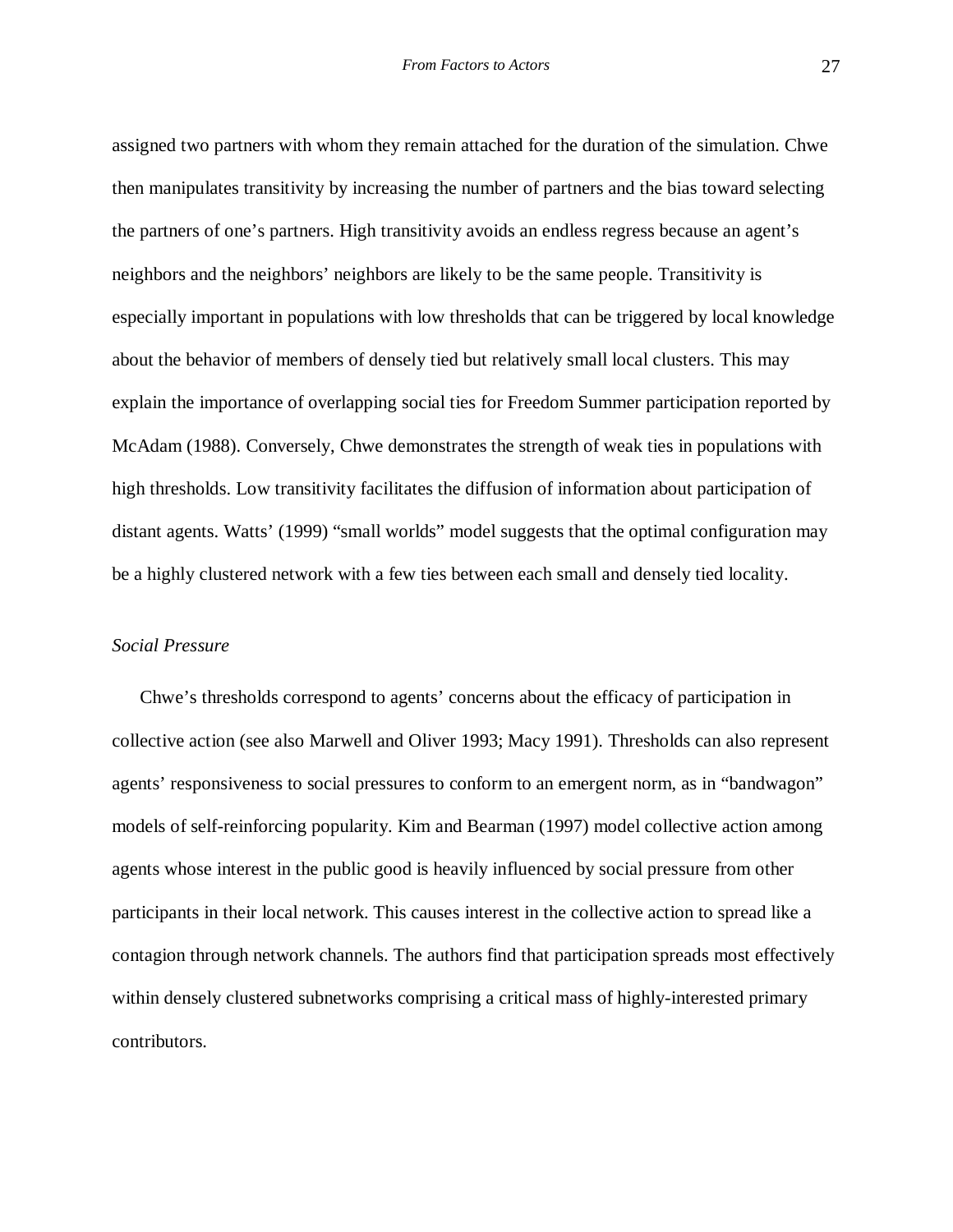assigned two partners with whom they remain attached for the duration of the simulation. Chwe then manipulates transitivity by increasing the number of partners and the bias toward selecting the partners of one's partners. High transitivity avoids an endless regress because an agent's neighbors and the neighbors' neighbors are likely to be the same people. Transitivity is especially important in populations with low thresholds that can be triggered by local knowledge about the behavior of members of densely tied but relatively small local clusters. This may explain the importance of overlapping social ties for Freedom Summer participation reported by McAdam (1988). Conversely, Chwe demonstrates the strength of weak ties in populations with high thresholds. Low transitivity facilitates the diffusion of information about participation of distant agents. Watts' (1999) "small worlds" model suggests that the optimal configuration may be a highly clustered network with a few ties between each small and densely tied locality.

### *Social Pressure*

Chwe's thresholds correspond to agents' concerns about the efficacy of participation in collective action (see also Marwell and Oliver 1993; Macy 1991). Thresholds can also represent agents' responsiveness to social pressures to conform to an emergent norm, as in "bandwagon" models of self-reinforcing popularity. Kim and Bearman (1997) model collective action among agents whose interest in the public good is heavily influenced by social pressure from other participants in their local network. This causes interest in the collective action to spread like a contagion through network channels. The authors find that participation spreads most effectively within densely clustered subnetworks comprising a critical mass of highly-interested primary contributors.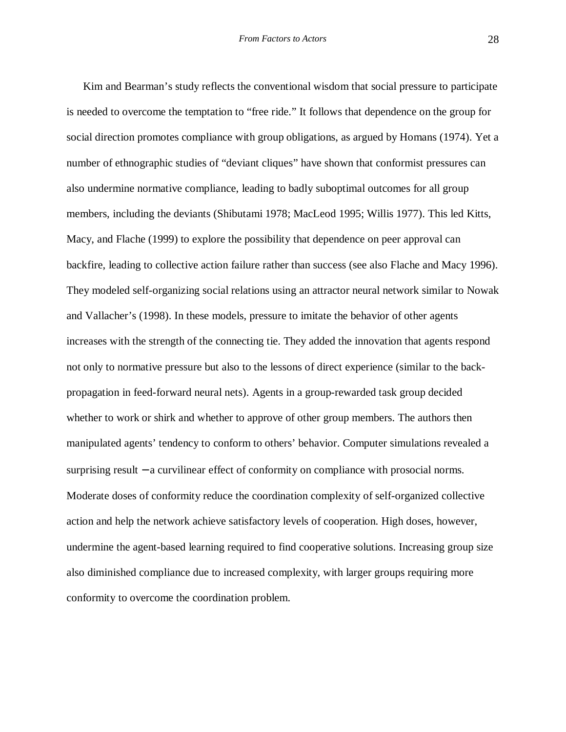Kim and Bearman's study reflects the conventional wisdom that social pressure to participate is needed to overcome the temptation to "free ride." It follows that dependence on the group for social direction promotes compliance with group obligations, as argued by Homans (1974). Yet a number of ethnographic studies of "deviant cliques" have shown that conformist pressures can also undermine normative compliance, leading to badly suboptimal outcomes for all group members, including the deviants (Shibutami 1978; MacLeod 1995; Willis 1977). This led Kitts, Macy, and Flache (1999) to explore the possibility that dependence on peer approval can backfire, leading to collective action failure rather than success (see also Flache and Macy 1996). They modeled self-organizing social relations using an attractor neural network similar to Nowak and Vallacher's (1998). In these models, pressure to imitate the behavior of other agents increases with the strength of the connecting tie. They added the innovation that agents respond not only to normative pressure but also to the lessons of direct experience (similar to the back-propagation in feed-forward neural nets). Agents in a group-rewarded task group decided whether to work or shirk and whether to approve of other group members. The authors then manipulated agents' tendency to conform to others' behavior. Computer simulations revealed a surprising result − a curvilinear effect of conformity on compliance with prosocial norms. Moderate doses of conformity reduce the coordination complexity of self-organized collective action and help the network achieve satisfactory levels of cooperation. High doses, however, undermine the agent-based learning required to find cooperative solutions. Increasing group size also diminished compliance due to increased complexity, with larger groups requiring more conformity to overcome the coordination problem.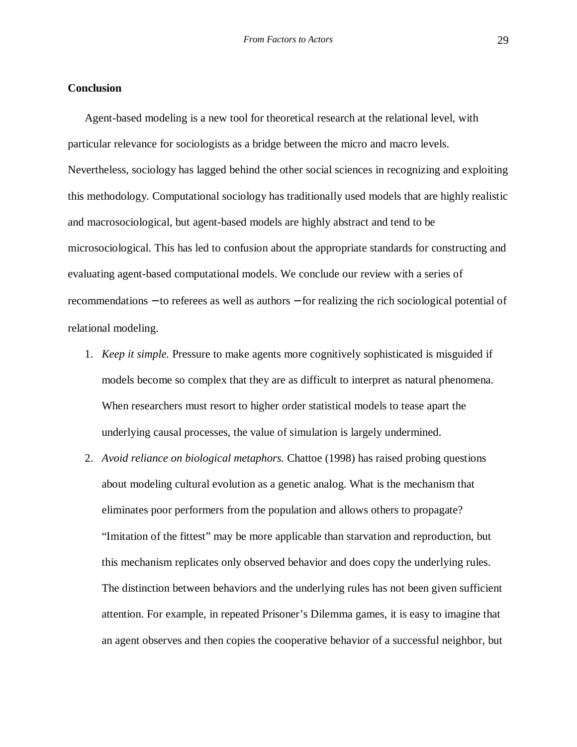**Conclusion**

Agent-based modeling is a new tool for theoretical research at the relational level, with particular relevance for sociologists as a bridge between the micro and macro levels. Nevertheless, sociology has lagged behind the other social sciences in recognizing and exploiting this methodology. Computational sociology has traditionally used models that are highly realistic and macrosociological, but agent-based models are highly abstract and tend to be microsociological. This has led to confusion about the appropriate standards for constructing and evaluating agent-based computational models. We conclude our review with a series of recommendations – to referees as well as authors – for realizing the rich sociological potential of relational modeling.

1. *Keep it simple.* Pressure to make agents more cognitively sophisticated is misguided if models become so complex that they are as difficult to interpret as natural phenomena. When researchers must resort to higher order statistical models to tease apart the underlying causal processes, the value of simulation is largely undermined.
2. *Avoid reliance on biological metaphors.* Chattoe (1998) has raised probing questions about modeling cultural evolution as a genetic analog. What is the mechanism that eliminates poor performers from the population and allows others to propagate? "Imitation of the fittest" may be more applicable than starvation and reproduction, but this mechanism replicates only observed behavior and does copy the underlying rules. The distinction between behaviors and the underlying rules has not been given sufficient attention. For example, in repeated Prisoner's Dilemma games, it is easy to imagine that an agent observes and then copies the cooperative behavior of a successful neighbor, but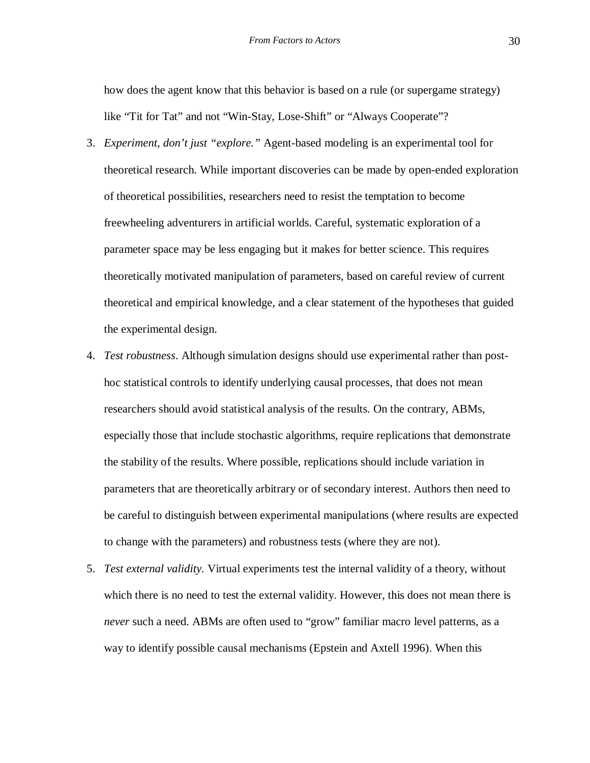how does the agent know that this behavior is based on a rule (or supergame strategy) like “Tit for Tat” and not “Win-Stay, Lose-Shift” or “Always Cooperate”?

3. *Experiment, don’t just “explore.”* Agent-based modeling is an experimental tool for theoretical research. While important discoveries can be made by open-ended exploration of theoretical possibilities, researchers need to resist the temptation to become freewheeling adventurers in artificial worlds. Careful, systematic exploration of a parameter space may be less engaging but it makes for better science. This requires theoretically motivated manipulation of parameters, based on careful review of current theoretical and empirical knowledge, and a clear statement of the hypotheses that guided the experimental design.

4. *Test robustness*. Although simulation designs should use experimental rather than post-hoc statistical controls to identify underlying causal processes, that does not mean researchers should avoid statistical analysis of the results. On the contrary, ABMs, especially those that include stochastic algorithms, require replications that demonstrate the stability of the results. Where possible, replications should include variation in parameters that are theoretically arbitrary or of secondary interest. Authors then need to be careful to distinguish between experimental manipulations (where results are expected to change with the parameters) and robustness tests (where they are not).

5. *Test external validity.* Virtual experiments test the internal validity of a theory, without which there is no need to test the external validity. However, this does not mean there is *never* such a need. ABMs are often used to “grow” familiar macro level patterns, as a way to identify possible causal mechanisms (Epstein and Axtell 1996). When this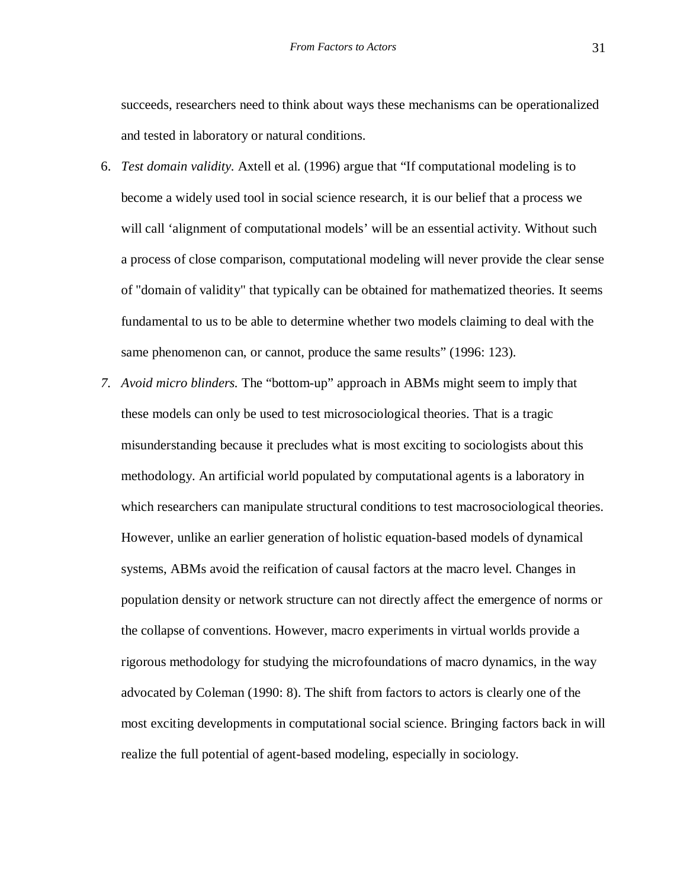succeeds, researchers need to think about ways these mechanisms can be operationalized and tested in laboratory or natural conditions.

6. *Test domain validity.* Axtell et al. (1996) argue that "If computational modeling is to become a widely used tool in social science research, it is our belief that a process we will call 'alignment of computational models' will be an essential activity. Without such a process of close comparison, computational modeling will never provide the clear sense of "domain of validity" that typically can be obtained for mathematized theories. It seems fundamental to us to be able to determine whether two models claiming to deal with the same phenomenon can, or cannot, produce the same results" (1996: 123).

7. *Avoid micro blinders.* The "bottom-up" approach in ABMs might seem to imply that these models can only be used to test microsociological theories. That is a tragic misunderstanding because it precludes what is most exciting to sociologists about this methodology. An artificial world populated by computational agents is a laboratory in which researchers can manipulate structural conditions to test macrosociological theories. However, unlike an earlier generation of holistic equation-based models of dynamical systems, ABMs avoid the reification of causal factors at the macro level. Changes in population density or network structure can not directly affect the emergence of norms or the collapse of conventions. However, macro experiments in virtual worlds provide a rigorous methodology for studying the microfoundations of macro dynamics, in the way advocated by Coleman (1990: 8). The shift from factors to actors is clearly one of the most exciting developments in computational social science. Bringing factors back in will realize the full potential of agent-based modeling, especially in sociology.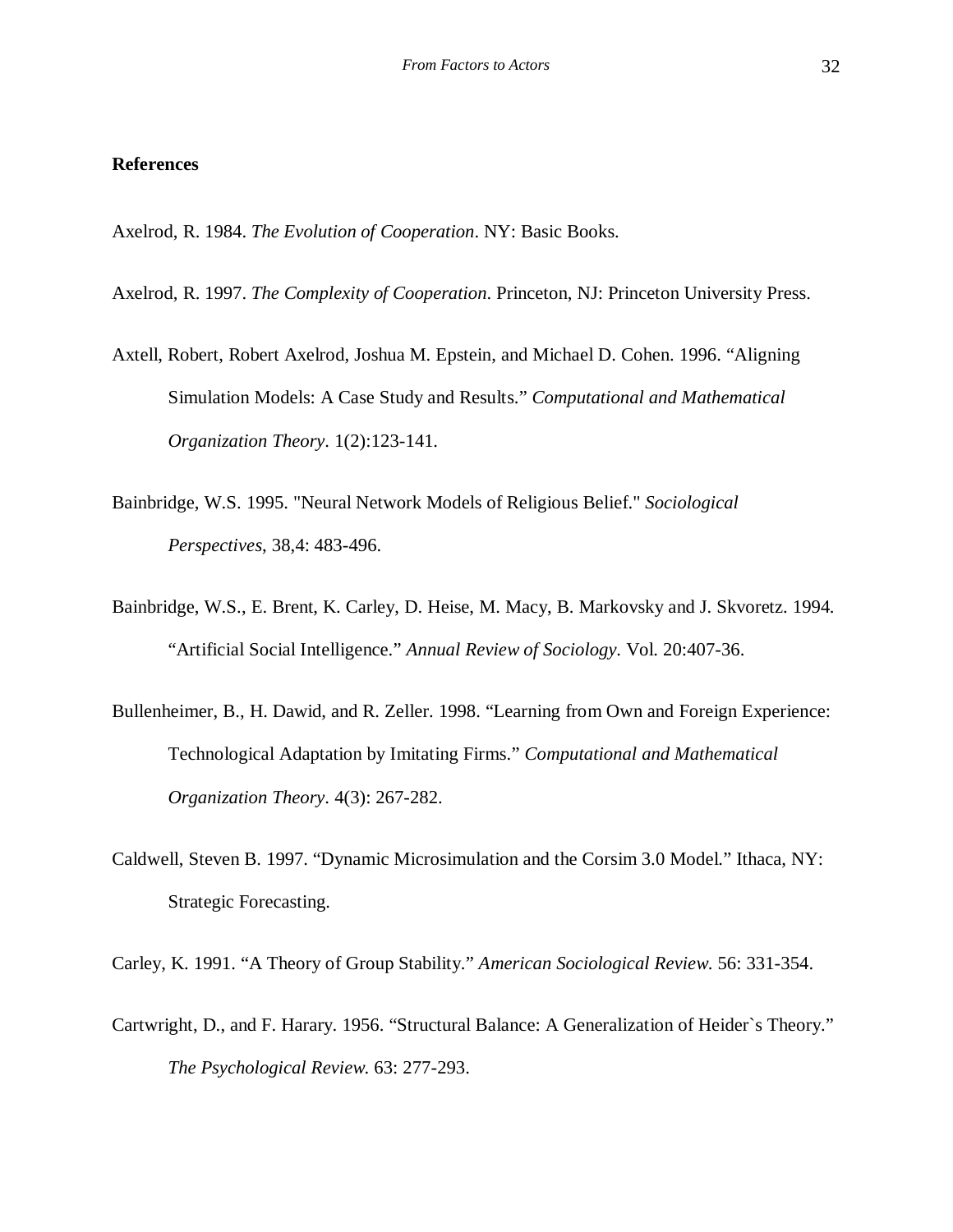## References

Axelrod, R. 1984. *The Evolution of Cooperation*. NY: Basic Books.

Axelrod, R. 1997. *The Complexity of Cooperation*. Princeton, NJ: Princeton University Press.

Axtell, Robert, Robert Axelrod, Joshua M. Epstein, and Michael D. Cohen. 1996. "Aligning Simulation Models: A Case Study and Results." *Computational and Mathematical Organization Theory*. 1(2):123-141.

Bainbridge, W.S. 1995. "Neural Network Models of Religious Belief." *Sociological Perspectives*, 38,4: 483-496.

Bainbridge, W.S., E. Brent, K. Carley, D. Heise, M. Macy, B. Markovsky and J. Skvoretz. 1994. "Artificial Social Intelligence." *Annual Review of Sociology*. Vol. 20:407-36.

Bullenheimer, B., H. Dawid, and R. Zeller. 1998. "Learning from Own and Foreign Experience: Technological Adaptation by Imitating Firms." *Computational and Mathematical Organization Theory*. 4(3): 267-282.

Caldwell, Steven B. 1997. "Dynamic Microsimulation and the Corsim 3.0 Model." Ithaca, NY: Strategic Forecasting.

Carley, K. 1991. "A Theory of Group Stability." *American Sociological Review*. 56: 331-354.

Cartwright, D., and F. Harary. 1956. "Structural Balance: A Generalization of Heider`s Theory." *The Psychological Review*. 63: 277-293.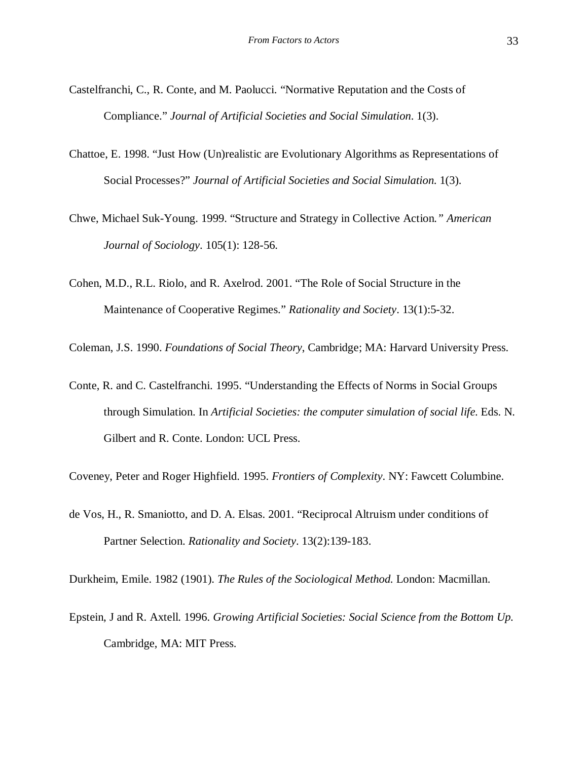Castelfranchi, C., R. Conte, and M. Paolucci. "Normative Reputation and the Costs of Compliance." *Journal of Artificial Societies and Social Simulation*. 1(3).

Chattoe, E. 1998. "Just How (Un)realistic are Evolutionary Algorithms as Representations of Social Processes?" *Journal of Artificial Societies and Social Simulation.* 1(3).

Chwe, Michael Suk-Young. 1999. "Structure and Strategy in Collective Action*." American Journal of Sociology*. 105(1): 128-56.

Cohen, M.D., R.L. Riolo, and R. Axelrod. 2001. "The Role of Social Structure in the Maintenance of Cooperative Regimes." *Rationality and Society*. 13(1):5-32.

Coleman, J.S. 1990. *Foundations of Social Theory*, Cambridge; MA: Harvard University Press.

Conte, R. and C. Castelfranchi. 1995. "Understanding the Effects of Norms in Social Groups through Simulation. In *Artificial Societies: the computer simulation of social life.* Eds. N. Gilbert and R. Conte. London: UCL Press.

Coveney, Peter and Roger Highfield. 1995. *Frontiers of Complexity*. NY: Fawcett Columbine.

de Vos, H., R. Smaniotto, and D. A. Elsas. 2001. "Reciprocal Altruism under conditions of Partner Selection. *Rationality and Society*. 13(2):139-183.

Durkheim, Emile. 1982 (1901). *The Rules of the Sociological Method.* London: Macmillan.

Epstein, J and R. Axtell. 1996. *Growing Artificial Societies: Social Science from the Bottom Up.* Cambridge, MA: MIT Press.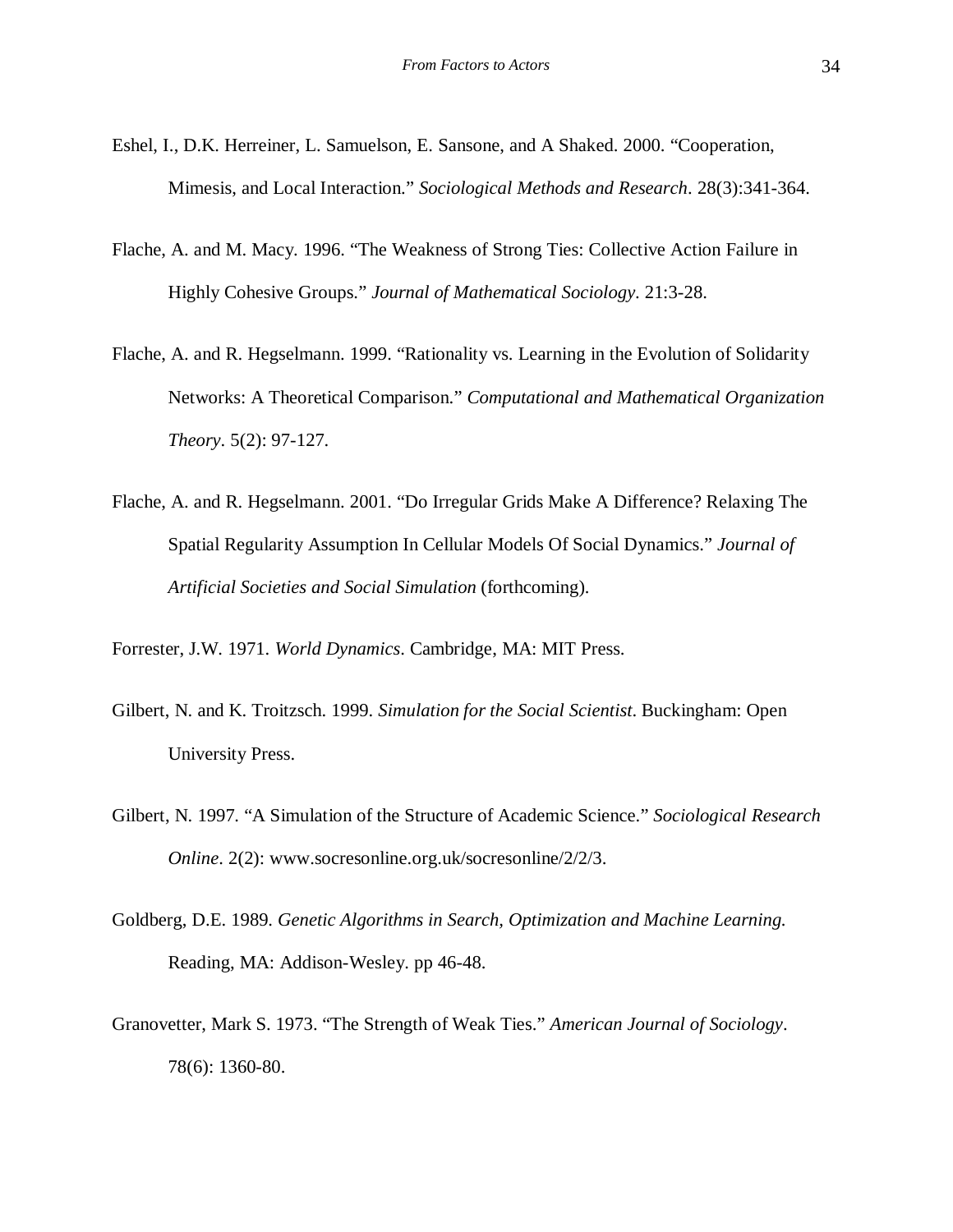Eshel, I., D.K. Herreiner, L. Samuelson, E. Sansone, and A Shaked. 2000. “Cooperation, Mimesis, and Local Interaction.” *Sociological Methods and Research*. 28(3):341-364.

Flache, A. and M. Macy. 1996. “The Weakness of Strong Ties: Collective Action Failure in Highly Cohesive Groups.” *Journal of Mathematical Sociology*. 21:3-28.

Flache, A. and R. Hegselmann. 1999. “Rationality vs. Learning in the Evolution of Solidarity Networks: A Theoretical Comparison.” *Computational and Mathematical Organization Theory*. 5(2): 97-127.

Flache, A. and R. Hegselmann. 2001. “Do Irregular Grids Make A Difference? Relaxing The Spatial Regularity Assumption In Cellular Models Of Social Dynamics.” *Journal of Artificial Societies and Social Simulation* (forthcoming).

Forrester, J.W. 1971. *World Dynamics*. Cambridge, MA: MIT Press.

Gilbert, N. and K. Troitzsch. 1999. *Simulation for the Social Scientist*. Buckingham: Open University Press.

Gilbert, N. 1997. “A Simulation of the Structure of Academic Science.” *Sociological Research Online*. 2(2): www.socresonline.org.uk/socresonline/2/2/3.

Goldberg, D.E. 1989. *Genetic Algorithms in Search, Optimization and Machine Learning.* Reading, MA: Addison-Wesley. pp 46-48.

Granovetter, Mark S. 1973. “The Strength of Weak Ties.” *American Journal of Sociology*. 78(6): 1360-80.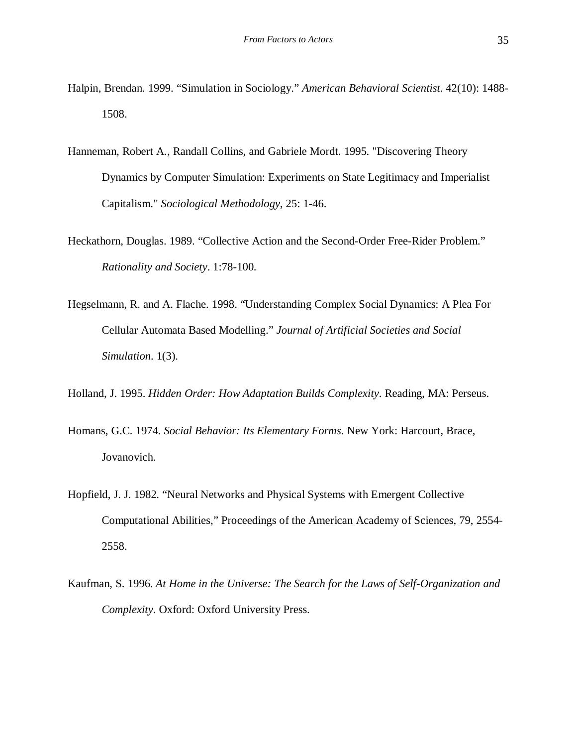Halpin, Brendan. 1999. "Simulation in Sociology." *American Behavioral Scientist*. 42(10): 1488-1508.

Hanneman, Robert A., Randall Collins, and Gabriele Mordt. 1995. "Discovering Theory Dynamics by Computer Simulation: Experiments on State Legitimacy and Imperialist Capitalism." *Sociological Methodology*, 25: 1-46.

Heckathorn, Douglas. 1989. "Collective Action and the Second-Order Free-Rider Problem." *Rationality and Society*. 1:78-100.

Hegselmann, R. and A. Flache. 1998. "Understanding Complex Social Dynamics: A Plea For Cellular Automata Based Modelling." *Journal of Artificial Societies and Social Simulation*. 1(3).

Holland, J. 1995. *Hidden Order: How Adaptation Builds Complexity*. Reading, MA: Perseus.

Homans, G.C. 1974. *Social Behavior: Its Elementary Forms*. New York: Harcourt, Brace, Jovanovich.

Hopfield, J. J. 1982. "Neural Networks and Physical Systems with Emergent Collective Computational Abilities," Proceedings of the American Academy of Sciences, 79, 2554-2558.

Kaufman, S. 1996. *At Home in the Universe: The Search for the Laws of Self-Organization and Complexity.* Oxford: Oxford University Press.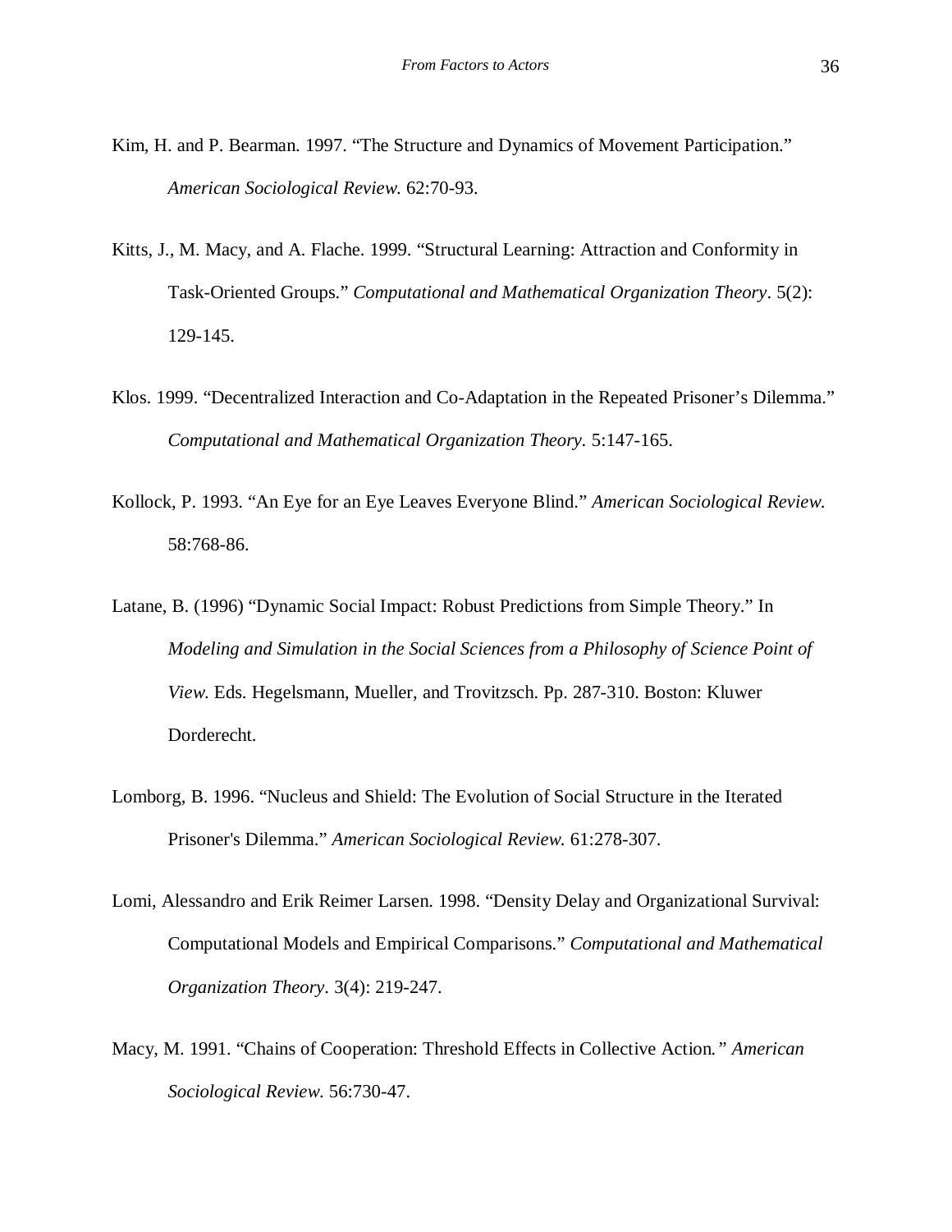Kim, H. and P. Bearman. 1997. "The Structure and Dynamics of Movement Participation." *American Sociological Review*. 62:70-93.

Kitts, J., M. Macy, and A. Flache. 1999. "Structural Learning: Attraction and Conformity in Task-Oriented Groups." *Computational and Mathematical Organization Theory*. 5(2): 129-145.

Klos. 1999. "Decentralized Interaction and Co-Adaptation in the Repeated Prisoner's Dilemma." *Computational and Mathematical Organization Theory*. 5:147-165.

Kollock, P. 1993. "An Eye for an Eye Leaves Everyone Blind." *American Sociological Review*. 58:768-86.

Latane, B. (1996) "Dynamic Social Impact: Robust Predictions from Simple Theory." In *Modeling and Simulation in the Social Sciences from a Philosophy of Science Point of View*. Eds. Hegelsmann, Mueller, and Trovitzsch. Pp. 287-310. Boston: Kluwer Dorderecht.

Lomborg, B. 1996. "Nucleus and Shield: The Evolution of Social Structure in the Iterated Prisoner's Dilemma." *American Sociological Review*. 61:278-307.

Lomi, Alessandro and Erik Reimer Larsen. 1998. "Density Delay and Organizational Survival: Computational Models and Empirical Comparisons." *Computational and Mathematical Organization Theory*. 3(4): 219-247.

Macy, M. 1991. "Chains of Cooperation: Threshold Effects in Collective Action." *American Sociological Review*. 56:730-47.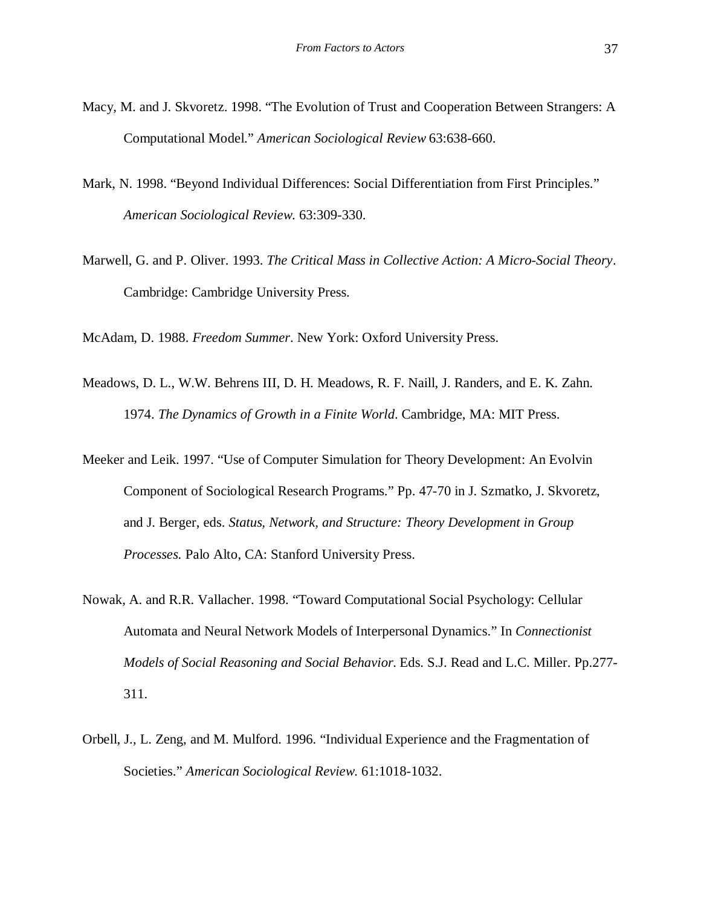Macy, M. and J. Skvoretz. 1998. "The Evolution of Trust and Cooperation Between Strangers: A Computational Model." *American Sociological Review* 63:638-660.

Mark, N. 1998. "Beyond Individual Differences: Social Differentiation from First Principles." *American Sociological Review.* 63:309-330.

Marwell, G. and P. Oliver. 1993. *The Critical Mass in Collective Action: A Micro-Social Theory*. Cambridge: Cambridge University Press.

McAdam, D. 1988. *Freedom Summer*. New York: Oxford University Press.

Meadows, D. L., W.W. Behrens III, D. H. Meadows, R. F. Naill, J. Randers, and E. K. Zahn. 1974. *The Dynamics of Growth in a Finite World*. Cambridge, MA: MIT Press.

Meeker and Leik. 1997. "Use of Computer Simulation for Theory Development: An Evolvin Component of Sociological Research Programs." Pp. 47-70 in J. Szmatko, J. Skvoretz, and J. Berger, eds. *Status, Network, and Structure: Theory Development in Group Processes.* Palo Alto, CA: Stanford University Press.

Nowak, A. and R.R. Vallacher. 1998. "Toward Computational Social Psychology: Cellular Automata and Neural Network Models of Interpersonal Dynamics." In *Connectionist Models of Social Reasoning and Social Behavior.* Eds. S.J. Read and L.C. Miller. Pp.277-311.

Orbell, J., L. Zeng, and M. Mulford. 1996. "Individual Experience and the Fragmentation of Societies." *American Sociological Review.* 61:1018-1032.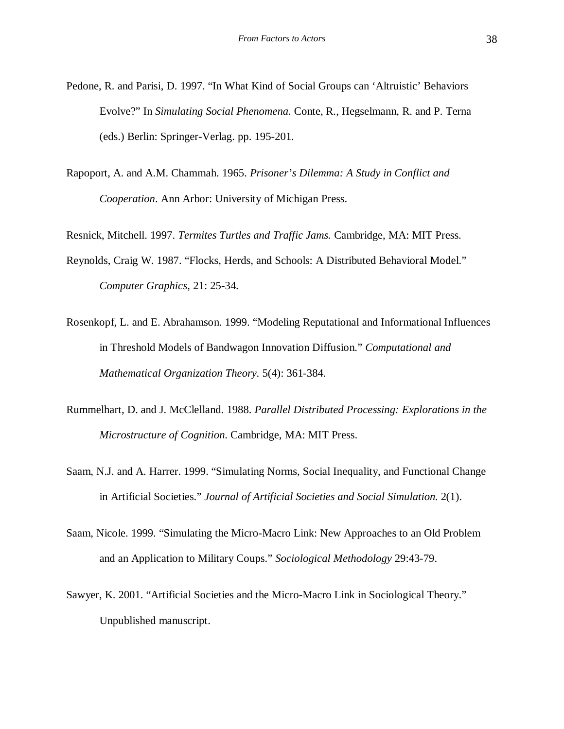Pedone, R. and Parisi, D. 1997. “In What Kind of Social Groups can ‘Altruistic’ Behaviors Evolve?” In *Simulating Social Phenomena.* Conte, R., Hegselmann, R. and P. Terna (eds.) Berlin: Springer-Verlag. pp. 195-201.

Rapoport, A. and A.M. Chammah. 1965. *Prisoner’s Dilemma: A Study in Conflict and Cooperation*. Ann Arbor: University of Michigan Press.

Resnick, Mitchell. 1997. *Termites Turtles and Traffic Jams.* Cambridge, MA: MIT Press.

Reynolds, Craig W. 1987. “Flocks, Herds, and Schools: A Distributed Behavioral Model.” *Computer Graphics*, 21: 25-34.

Rosenkopf, L. and E. Abrahamson. 1999. “Modeling Reputational and Informational Influences in Threshold Models of Bandwagon Innovation Diffusion.” *Computational and Mathematical Organization Theory*. 5(4): 361-384.

Rummelhart, D. and J. McClelland. 1988. *Parallel Distributed Processing: Explorations in the Microstructure of Cognition*. Cambridge, MA: MIT Press.

Saam, N.J. and A. Harrer. 1999. “Simulating Norms, Social Inequality, and Functional Change in Artificial Societies.” *Journal of Artificial Societies and Social Simulation.* 2(1).

Saam, Nicole. 1999. “Simulating the Micro-Macro Link: New Approaches to an Old Problem and an Application to Military Coups.” *Sociological Methodology* 29:43-79.

Sawyer, K. 2001. “Artificial Societies and the Micro-Macro Link in Sociological Theory.” Unpublished manuscript.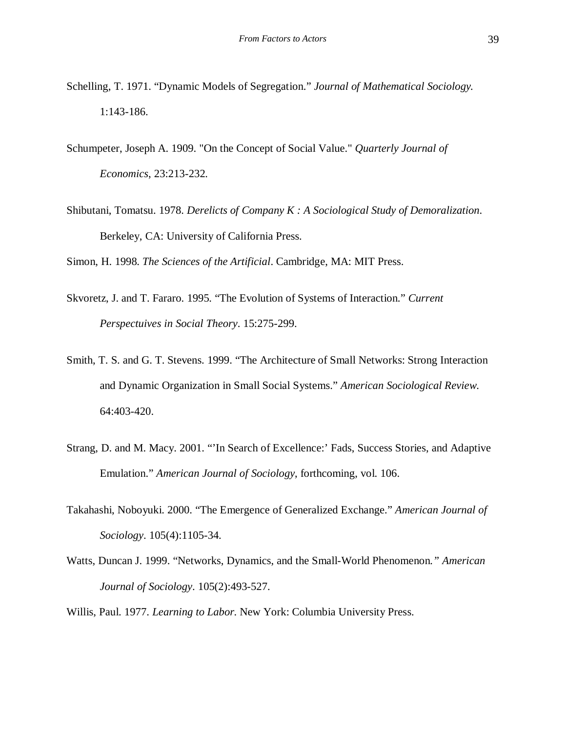Schelling, T. 1971. “Dynamic Models of Segregation.” *Journal of Mathematical Sociology.* 1:143-186.

Schumpeter, Joseph A. 1909. "On the Concept of Social Value." *Quarterly Journal of Economics*, 23:213-232.

Shibutani, Tomatsu. 1978. *Derelicts of Company K : A Sociological Study of Demoralization*. Berkeley, CA: University of California Press.

Simon, H. 1998. *The Sciences of the Artificial*. Cambridge, MA: MIT Press.

Skvoretz, J. and T. Fararo. 1995. “The Evolution of Systems of Interaction.” *Current Perspectuives in Social Theory*. 15:275-299.

Smith, T. S. and G. T. Stevens. 1999. “The Architecture of Small Networks: Strong Interaction and Dynamic Organization in Small Social Systems.” *American Sociological Review.* 64:403-420.

Strang, D. and M. Macy. 2001. “’In Search of Excellence:’ Fads, Success Stories, and Adaptive Emulation.” *American Journal of Sociology*, forthcoming, vol. 106.

Takahashi, Noboyuki. 2000. “The Emergence of Generalized Exchange.” *American Journal of Sociology*. 105(4):1105-34.

Watts, Duncan J. 1999. “Networks, Dynamics, and the Small-World Phenomenon.” *American Journal of Sociology*. 105(2):493-527.

Willis, Paul. 1977. *Learning to Labor.* New York: Columbia University Press.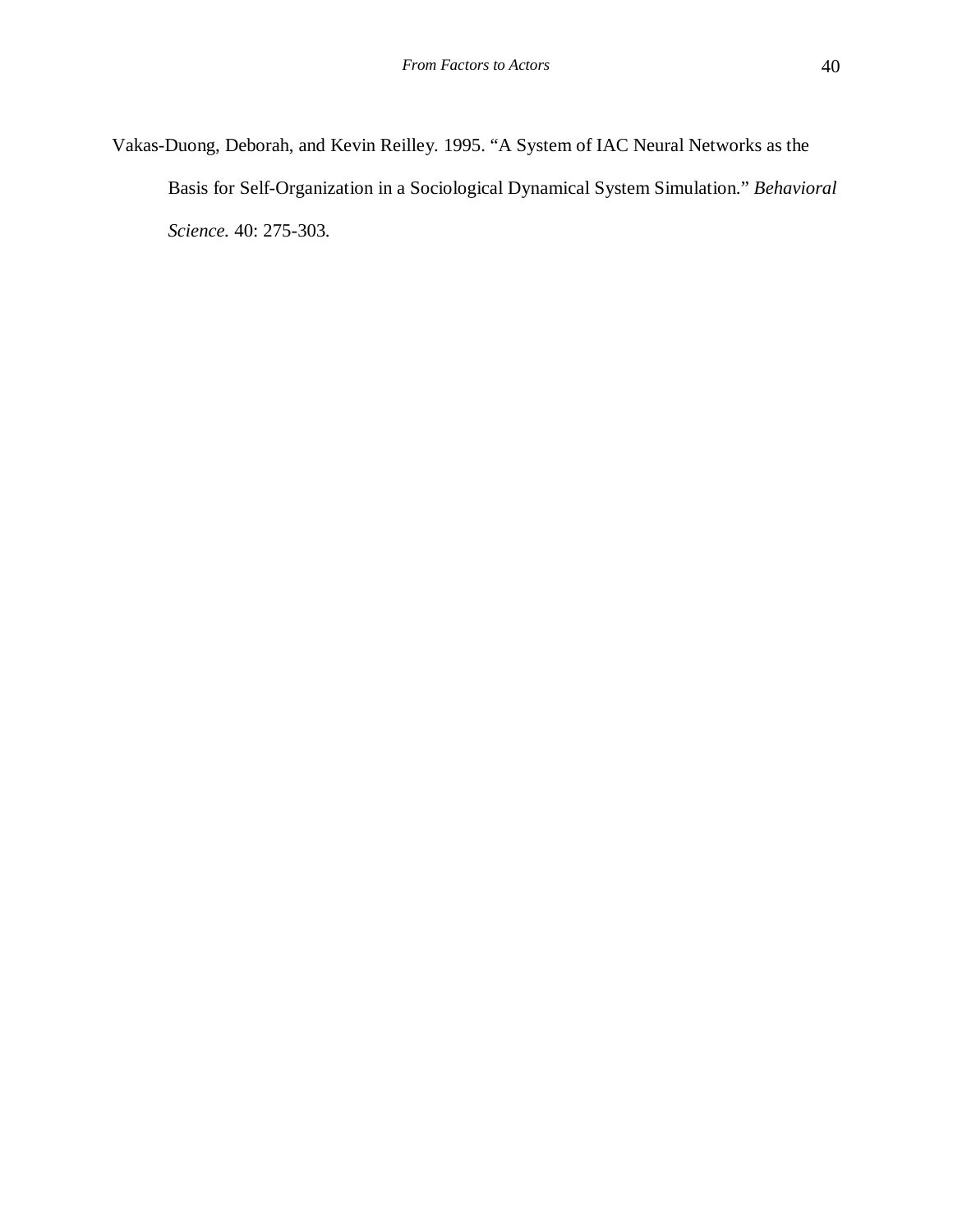Vakas-Duong, Deborah, and Kevin Reilley. 1995. "A System of IAC Neural Networks as the Basis for Self-Organization in a Sociological Dynamical System Simulation." *Behavioral Science.* 40: 275-303.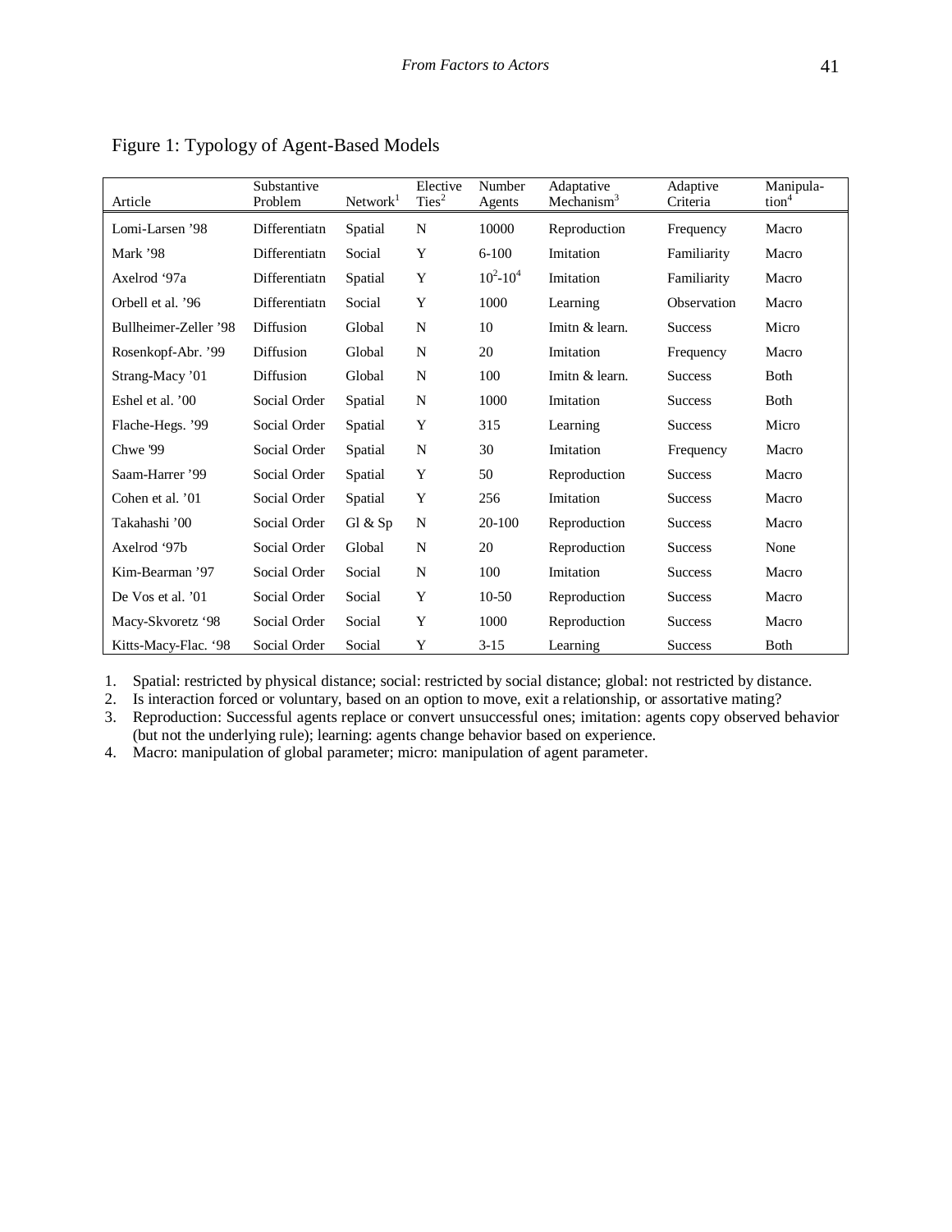Figure 1: Typology of Agent-Based Models

| Article | Substantive Problem | Network[1] | Elective Ties[2] | Number Agents | Adaptative Mechanism[3] | Adaptive Criteria | Manipula-tion[4] |
|---|---|---|---|---|---|---|---|
| Lomi-Larsen '98 | Differentiatn | Spatial | N | 10000 | Reproduction | Frequency | Macro |
| Mark '98 | Differentiatn | Social | Y | 6-100 | Imitation | Familiarity | Macro |
| Axelrod '97a | Differentiatn | Spatial | Y | $10^2$-$10^4$ | Imitation | Familiarity | Macro |
| Orbell et al. '96 | Differentiatn | Social | Y | 1000 | Learning | Observation | Macro |
| Bullheimer-Zeller '98 | Diffusion | Global | N | 10 | Imitn & learn. | Success | Micro |
| Rosenkopf-Abr. '99 | Diffusion | Global | N | 20 | Imitation | Frequency | Macro |
| Strang-Macy '01 | Diffusion | Global | N | 100 | Imitn & learn. | Success | Both |
| Eshel et al. '00 | Social Order | Spatial | N | 1000 | Imitation | Success | Both |
| Flache-Hegs. '99 | Social Order | Spatial | Y | 315 | Learning | Success | Micro |
| Chwe '99 | Social Order | Spatial | N | 30 | Imitation | Frequency | Macro |
| Saam-Harrer '99 | Social Order | Spatial | Y | 50 | Reproduction | Success | Macro |
| Cohen et al. '01 | Social Order | Spatial | Y | 256 | Imitation | Success | Macro |
| Takahashi '00 | Social Order | Gl & Sp | N | 20-100 | Reproduction | Success | Macro |
| Axelrod '97b | Social Order | Global | N | 20 | Reproduction | Success | None |
| Kim-Bearman '97 | Social Order | Social | N | 100 | Imitation | Success | Macro |
| De Vos et al. '01 | Social Order | Social | Y | 10-50 | Reproduction | Success | Macro |
| Macy-Skvoretz '98 | Social Order | Social | Y | 1000 | Reproduction | Success | Macro |
| Kitts-Macy-Flac. '98 | Social Order | Social | Y | 3-15 | Learning | Success | Both |

1. Spatial: restricted by physical distance; social: restricted by social distance; global: not restricted by distance.
2. Is interaction forced or voluntary, based on an option to move, exit a relationship, or assortative mating?
3. Reproduction: Successful agents replace or convert unsuccessful ones; imitation: agents copy observed behavior (but not the underlying rule); learning: agents change behavior based on experience.
4. Macro: manipulation of global parameter; micro: manipulation of agent parameter.